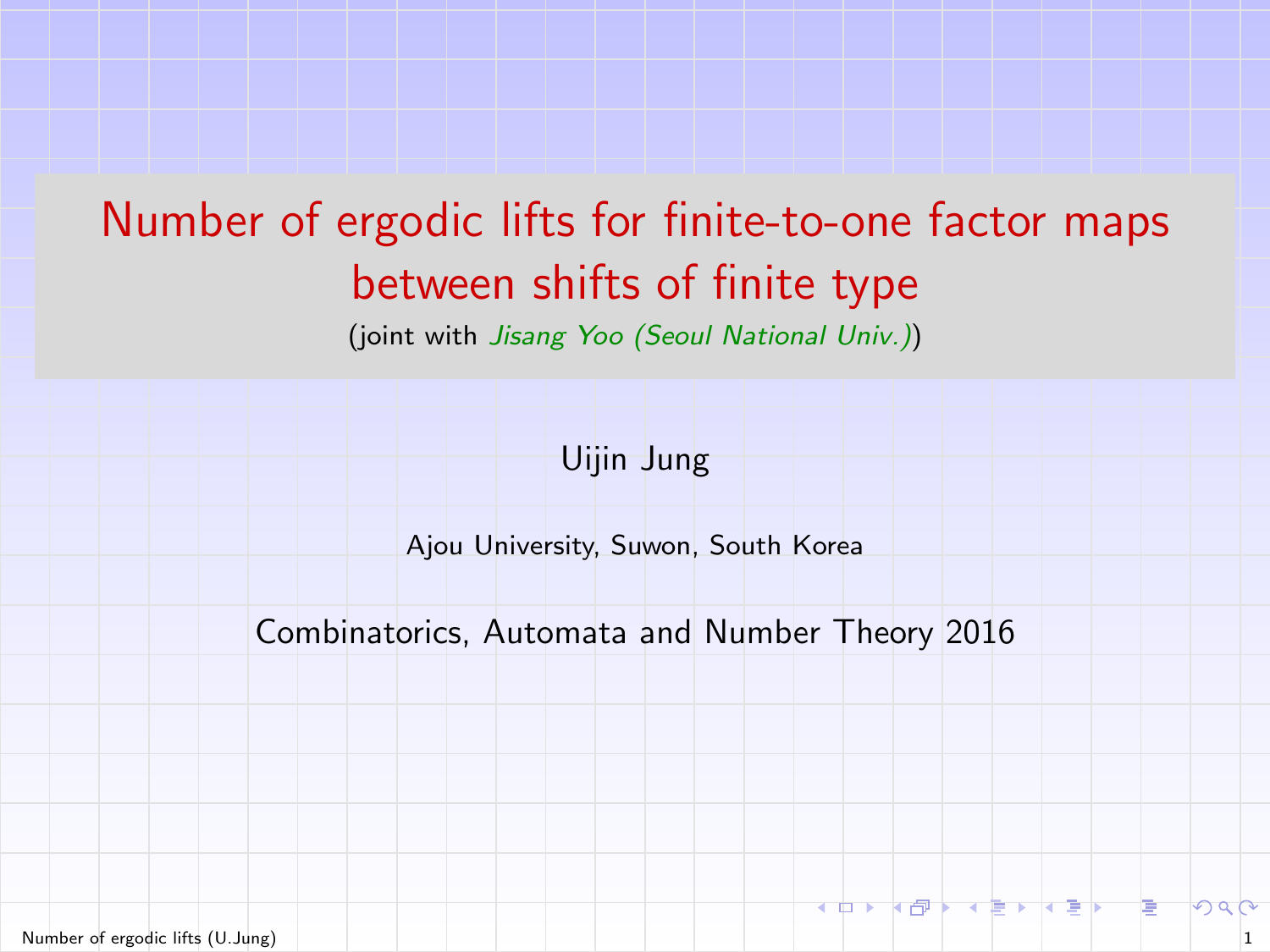# Number of ergodic lifts for finite-to-one factor maps between shifts of finite type

(joint with *Jisang Yoo (Seoul National Univ.)*)

Uijin Jung

Ajou University, Suwon, South Korea

Combinatorics, Automata and Number Theory 2016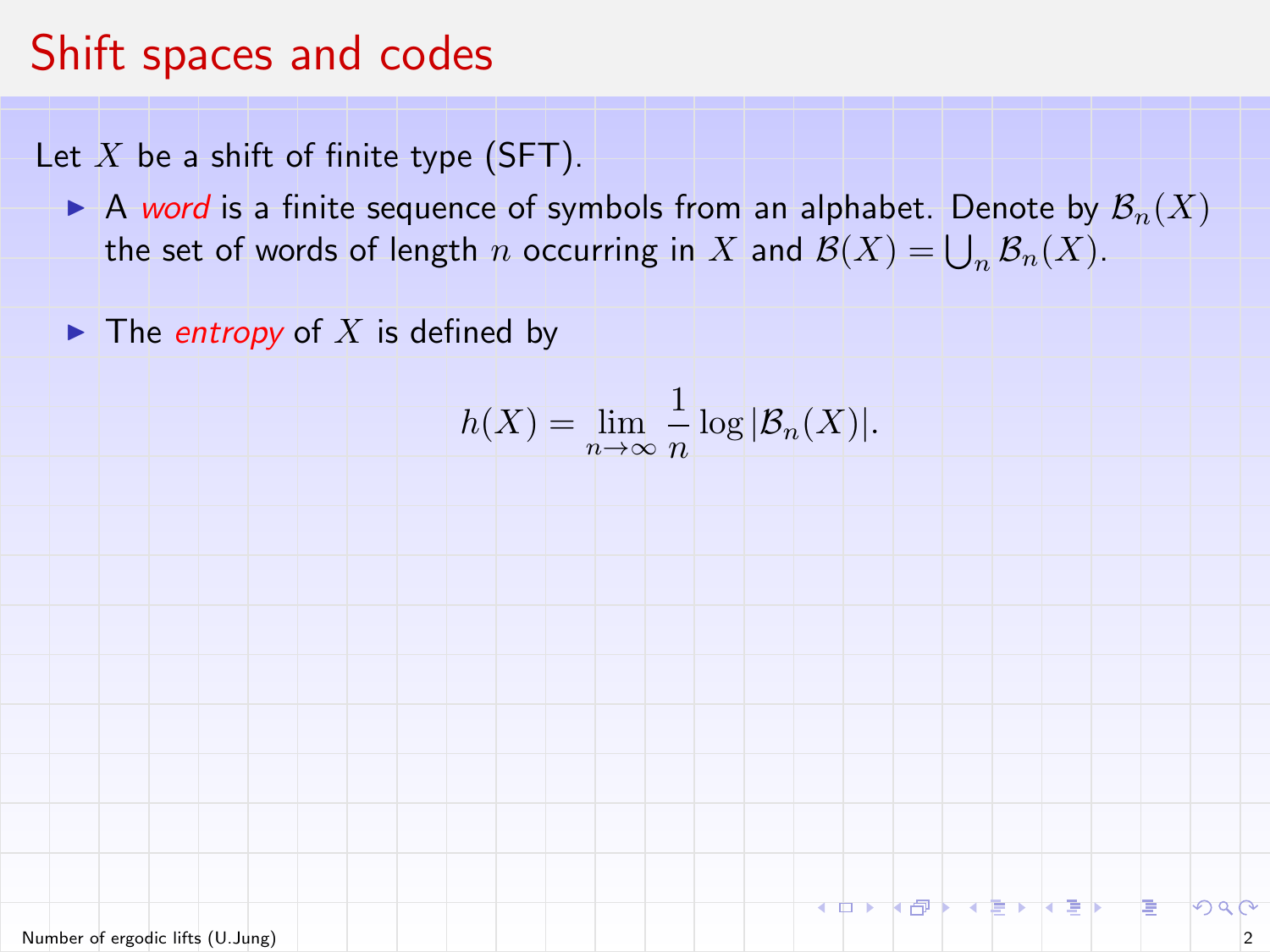# Shift spaces and codes

Let $X$ be a shift of finite type (SFT).

- A *word* is a finite sequence of symbols from an alphabet. Denote by $\mathcal{B}_n(X)$ the set of words of length $n$ occurring in $X$ and $\mathcal{B}(X) = \bigcup_n \mathcal{B}_n(X)$.

- The *entropy* of $X$ is defined by

$$h(X) = \lim_{n\to\infty} \frac{1}{n} \log |\mathcal{B}_n(X)|.$$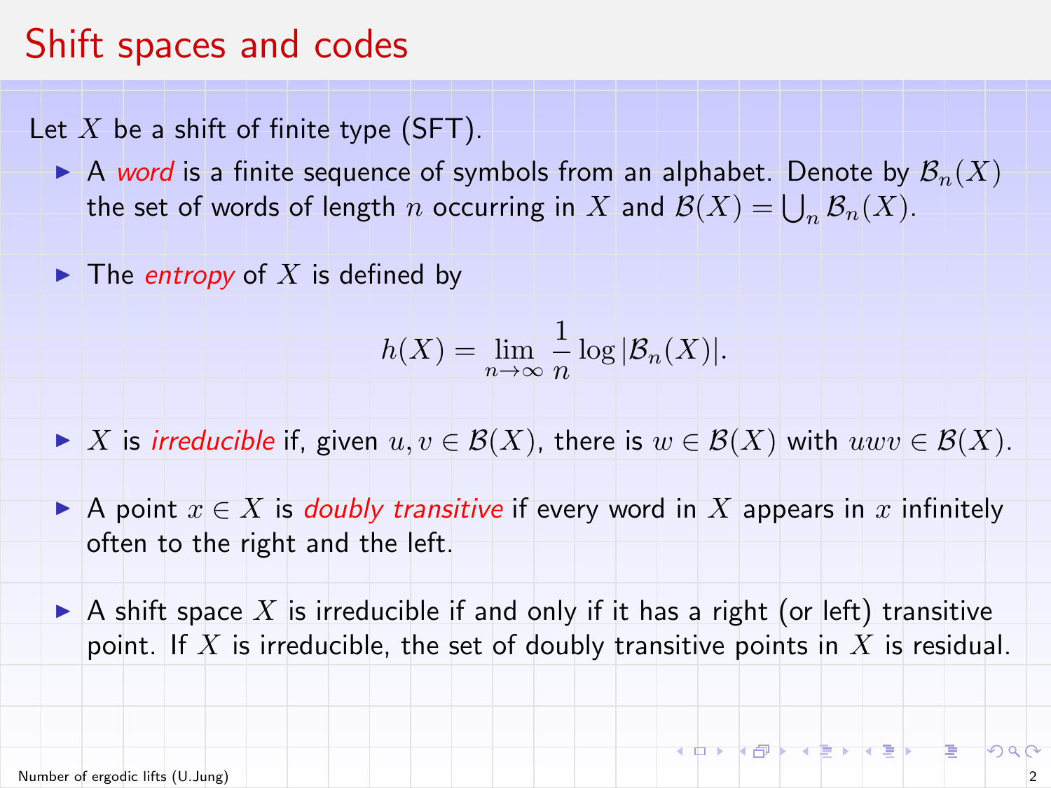# Shift spaces and codes

Let $X$ be a shift of finite type (SFT).

- A *word* is a finite sequence of symbols from an alphabet. Denote by $\mathcal{B}_n(X)$ the set of words of length $n$ occurring in $X$ and $\mathcal{B}(X) = \bigcup_n \mathcal{B}_n(X)$.
- The *entropy* of $X$ is defined by

$$h(X) = \lim_{n\to\infty} \frac{1}{n} \log |\mathcal{B}_n(X)|.$$

- $X$ is *irreducible* if, given $u, v \in \mathcal{B}(X)$, there is $w \in \mathcal{B}(X)$ with $uwv \in \mathcal{B}(X)$.
- A point $x \in X$ is *doubly transitive* if every word in $X$ appears in $x$ infinitely often to the right and the left.
- A shift space $X$ is irreducible if and only if it has a right (or left) transitive point. If $X$ is irreducible, the set of doubly transitive points in $X$ is residual.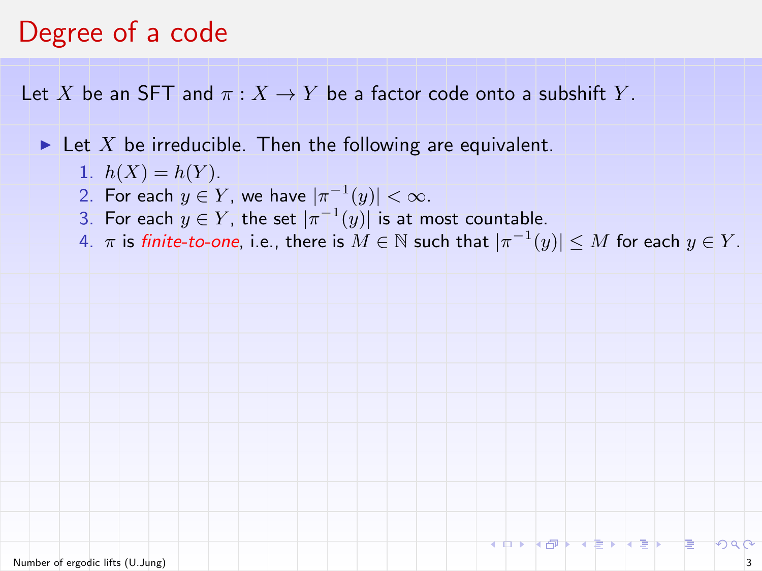# Degree of a code

Let $X$ be an SFT and $\pi : X \to Y$ be a factor code onto a subshift $Y$.

- Let $X$ be irreducible. Then the following are equivalent.
  1. $h(X) = h(Y)$.
  2. For each $y \in Y$, we have $|\pi^{-1}(y)| < \infty$.
  3. For each $y \in Y$, the set $|\pi^{-1}(y)|$ is at most countable.
  4. $\pi$ is *finite-to-one*, i.e., there is $M \in \mathbb{N}$ such that $|\pi^{-1}(y)| \leq M$ for each $y \in Y$.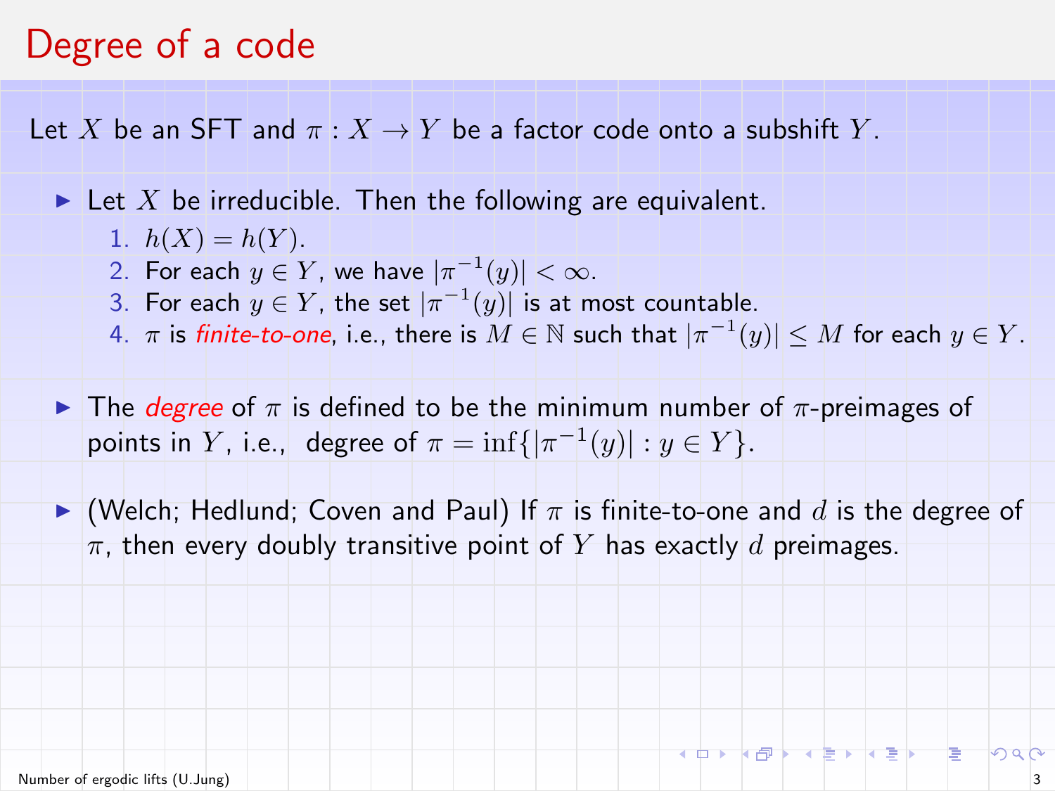# Degree of a code

Let $X$ be an SFT and $\pi : X \to Y$ be a factor code onto a subshift $Y$.

- Let $X$ be irreducible. Then the following are equivalent.
  1. $h(X) = h(Y)$.
  2. For each $y \in Y$, we have $|\pi^{-1}(y)| < \infty$.
  3. For each $y \in Y$, the set $|\pi^{-1}(y)|$ is at most countable.
  4. $\pi$ is *finite-to-one*, i.e., there is $M \in \mathbb{N}$ such that $|\pi^{-1}(y)| \leq M$ for each $y \in Y$.

- The *degree* of $\pi$ is defined to be the minimum number of $\pi$-preimages of points in $Y$, i.e., degree of $\pi = \inf\{|\pi^{-1}(y)| : y \in Y\}$.

- (Welch; Hedlund; Coven and Paul) If $\pi$ is finite-to-one and $d$ is the degree of $\pi$, then every doubly transitive point of $Y$ has exactly $d$ preimages.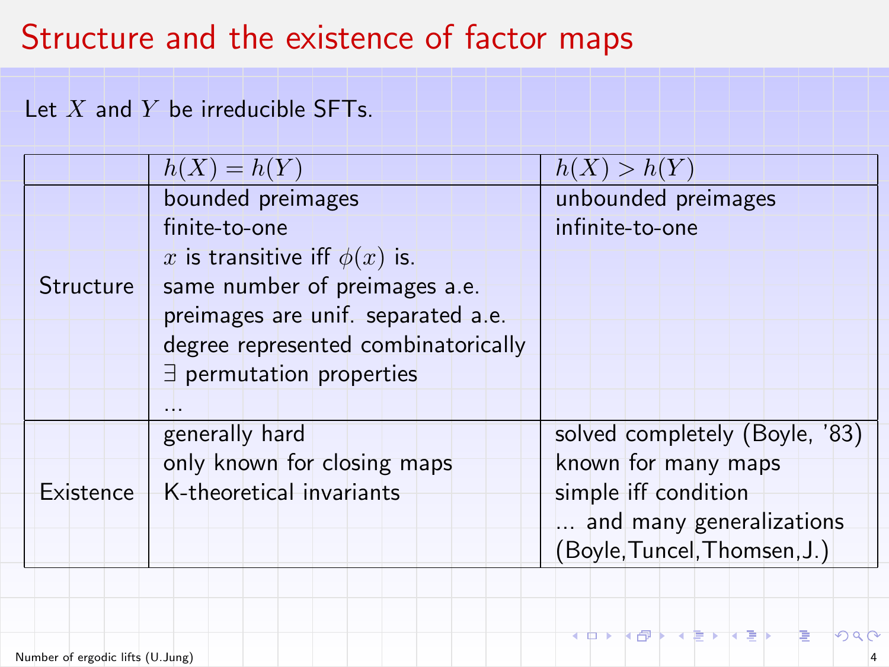# Structure and the existence of factor maps

Let $X$ and $Y$ be irreducible SFTs.

| | $h(X) = h(Y)$ | $h(X) > h(Y)$ |
|---|---|---|
| Structure | bounded preimages<br>finite-to-one<br>$x$ is transitive iff $\phi(x)$ is.<br>same number of preimages a.e.<br>preimages are unif. separated a.e.<br>degree represented combinatorically<br>$\exists$ permutation properties<br>... | unbounded preimages<br>infinite-to-one |
| Existence | generally hard<br>only known for closing maps<br>K-theoretical invariants | solved completely (Boyle, '83)<br>known for many maps<br>simple iff condition<br>... and many generalizations<br>(Boyle,Tuncel,Thomsen,J.) |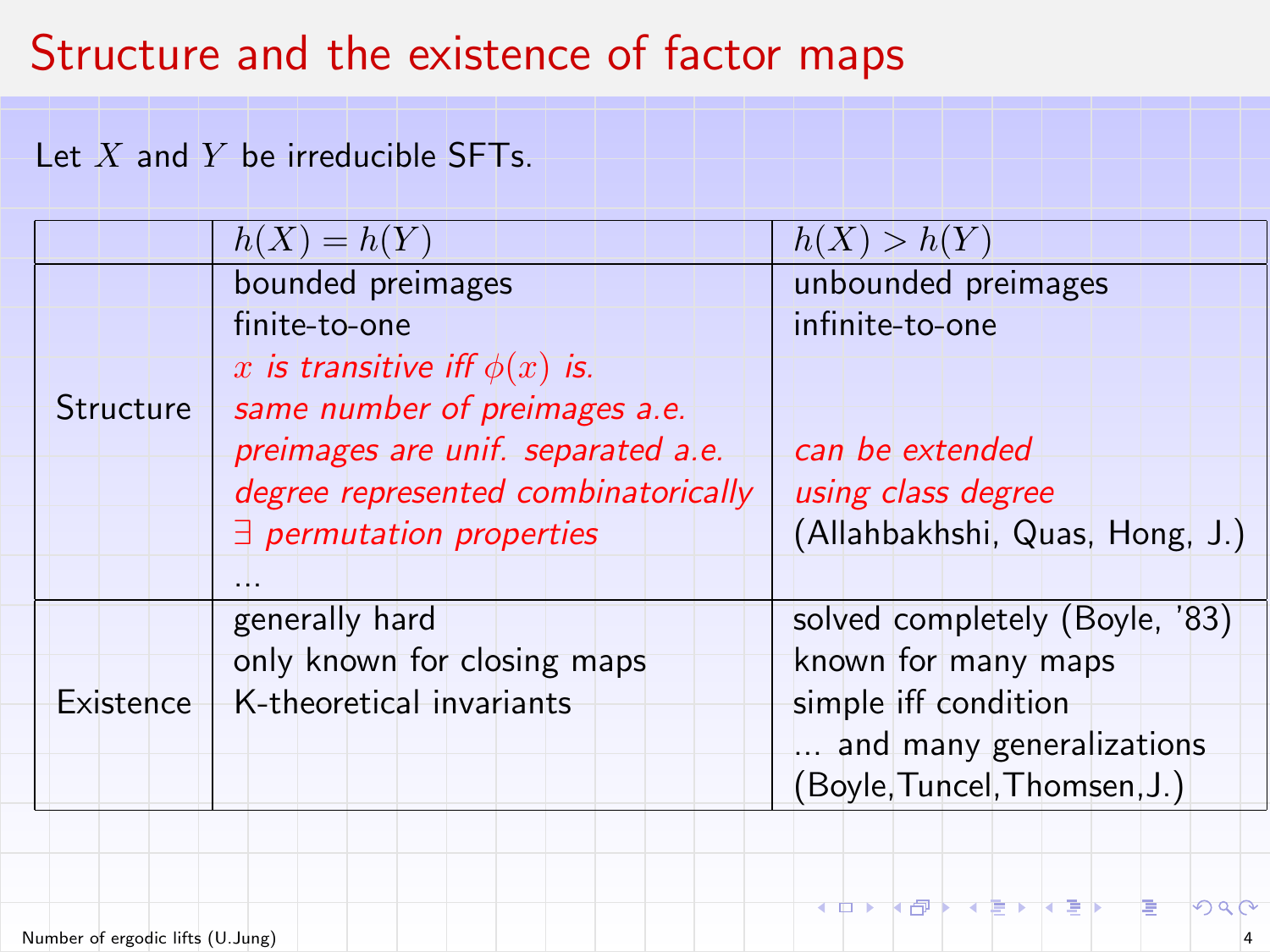# Structure and the existence of factor maps

Let $X$ and $Y$ be irreducible SFTs.

| | $h(X) = h(Y)$ | $h(X) > h(Y)$ |
|---|---|---|
| Structure | bounded preimages<br>finite-to-one<br>*$x$ is transitive iff $\phi(x)$ is.*<br>*same number of preimages a.e.*<br>*preimages are unif. separated a.e.*<br>*degree represented combinatorically*<br>*$\exists$ permutation properties*<br>... | unbounded preimages<br>infinite-to-one<br><br><br>*can be extended*<br>*using class degree*<br>(Allahbakhshi, Quas, Hong, J.) |
| Existence | generally hard<br>only known for closing maps<br>K-theoretical invariants | solved completely (Boyle, '83)<br>known for many maps<br>simple iff condition<br>... and many generalizations<br>(Boyle,Tuncel,Thomsen,J.) |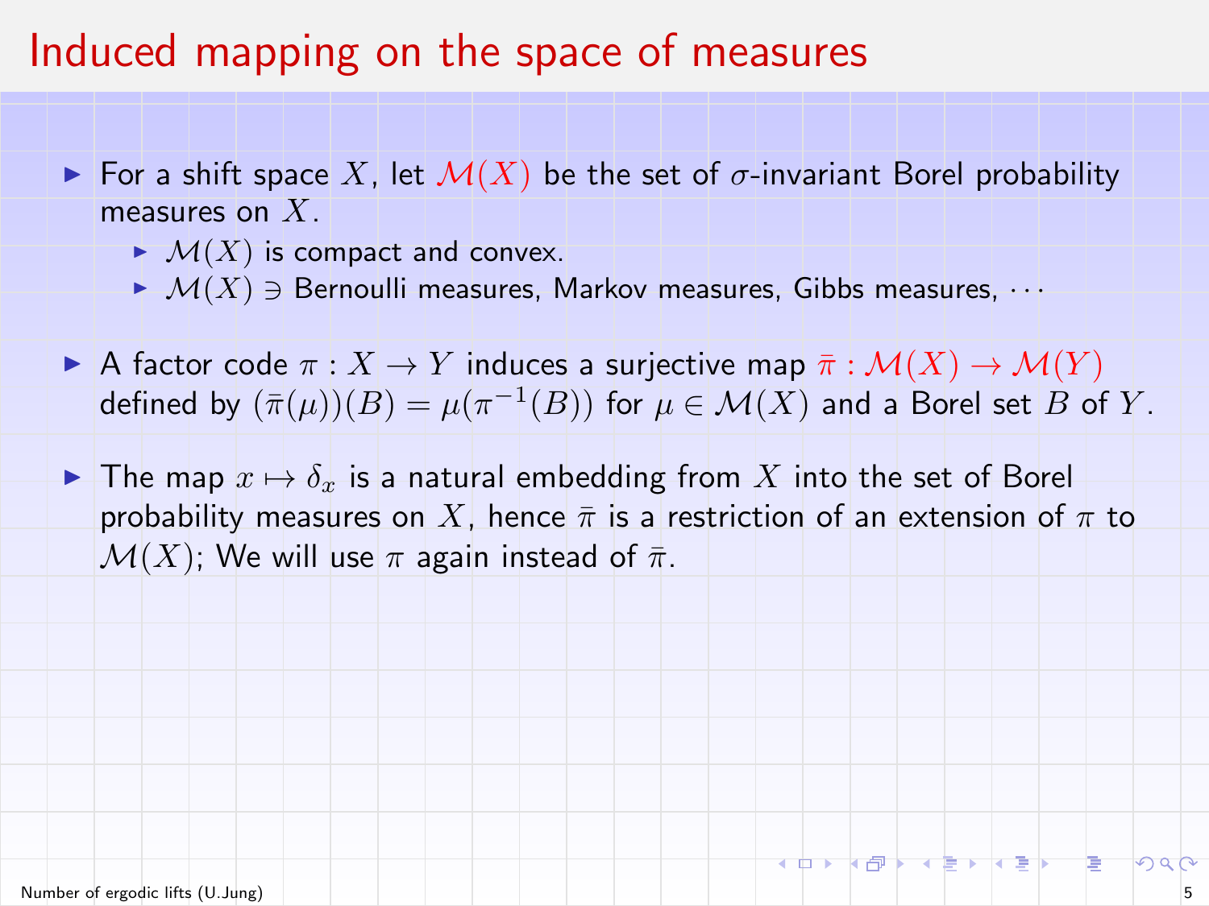# Induced mapping on the space of measures

- For a shift space $X$, let $\mathcal{M}(X)$ be the set of $\sigma$-invariant Borel probability measures on $X$.
  - $\mathcal{M}(X)$ is compact and convex.
  - $\mathcal{M}(X) \ni$ Bernoulli measures, Markov measures, Gibbs measures, $\cdots$
- A factor code $\pi : X \to Y$ induces a surjective map $\bar{\pi} : \mathcal{M}(X) \to \mathcal{M}(Y)$ defined by $(\bar{\pi}(\mu))(B) = \mu(\pi^{-1}(B))$ for $\mu \in \mathcal{M}(X)$ and a Borel set $B$ of $Y$.
- The map $x \mapsto \delta_x$ is a natural embedding from $X$ into the set of Borel probability measures on $X$, hence $\bar{\pi}$ is a restriction of an extension of $\pi$ to $\mathcal{M}(X)$; We will use $\pi$ again instead of $\bar{\pi}$.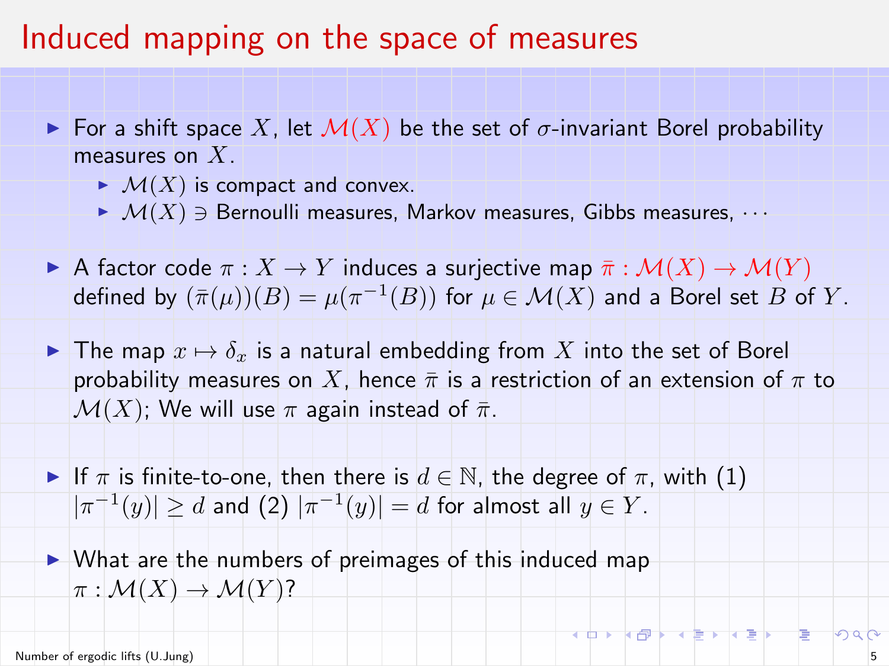# Induced mapping on the space of measures

- For a shift space $X$, let $\mathcal{M}(X)$ be the set of $\sigma$-invariant Borel probability measures on $X$.
  - $\mathcal{M}(X)$ is compact and convex.
  - $\mathcal{M}(X) \ni$ Bernoulli measures, Markov measures, Gibbs measures, $\cdots$
- A factor code $\pi : X \to Y$ induces a surjective map $\bar{\pi} : \mathcal{M}(X) \to \mathcal{M}(Y)$ defined by $(\bar{\pi}(\mu))(B) = \mu(\pi^{-1}(B))$ for $\mu \in \mathcal{M}(X)$ and a Borel set $B$ of $Y$.
- The map $x \mapsto \delta_x$ is a natural embedding from $X$ into the set of Borel probability measures on $X$, hence $\bar{\pi}$ is a restriction of an extension of $\pi$ to $\mathcal{M}(X)$; We will use $\pi$ again instead of $\bar{\pi}$.
- If $\pi$ is finite-to-one, then there is $d \in \mathbb{N}$, the degree of $\pi$, with (1) $|\pi^{-1}(y)| \geq d$ and (2) $|\pi^{-1}(y)| = d$ for almost all $y \in Y$.
- What are the numbers of preimages of this induced map $\pi : \mathcal{M}(X) \to \mathcal{M}(Y)$?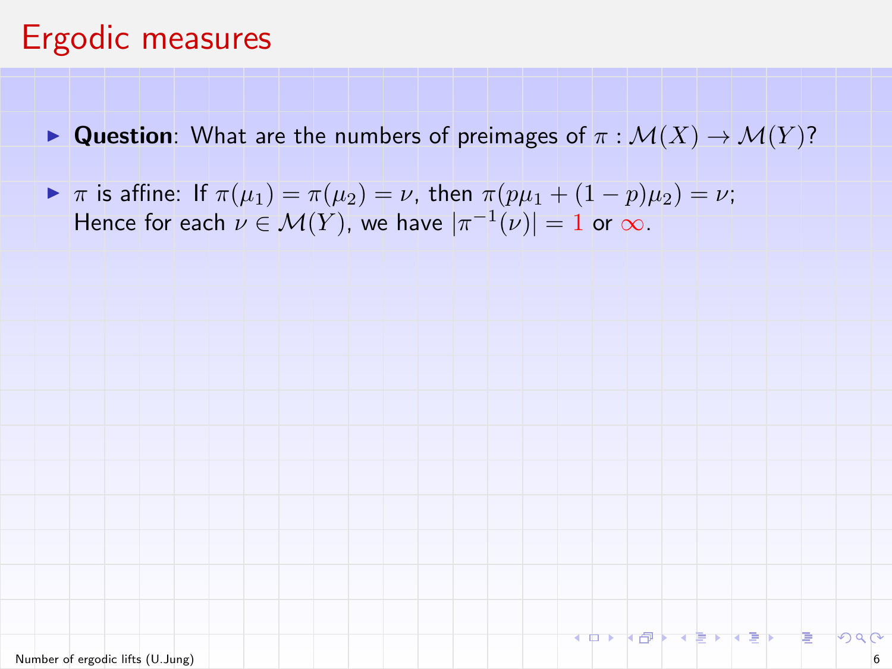# Ergodic measures

- **Question**: What are the numbers of preimages of $\pi : \mathcal{M}(X) \to \mathcal{M}(Y)$?
- $\pi$ is affine: If $\pi(\mu_1) = \pi(\mu_2) = \nu$, then $\pi(p\mu_1 + (1-p)\mu_2) = \nu$;
  Hence for each $\nu \in \mathcal{M}(Y)$, we have $|\pi^{-1}(\nu)| = 1$ or $\infty$.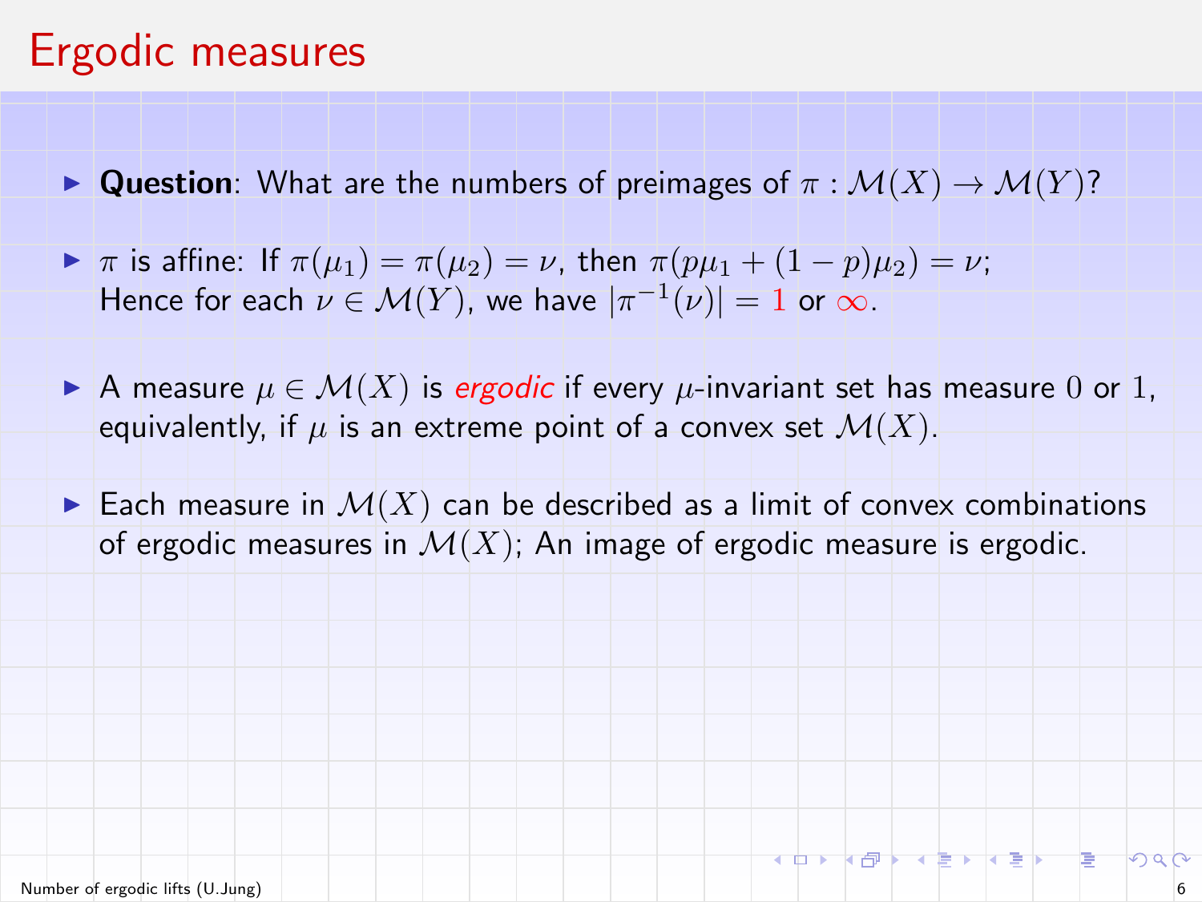# Ergodic measures

- **Question**: What are the numbers of preimages of $\pi : \mathcal{M}(X) \to \mathcal{M}(Y)$?
- $\pi$ is affine: If $\pi(\mu_1) = \pi(\mu_2) = \nu$, then $\pi(p\mu_1 + (1-p)\mu_2) = \nu$;
  Hence for each $\nu \in \mathcal{M}(Y)$, we have $|\pi^{-1}(\nu)| = 1$ or $\infty$.
- A measure $\mu \in \mathcal{M}(X)$ is *ergodic* if every $\mu$-invariant set has measure $0$ or $1$, equivalently, if $\mu$ is an extreme point of a convex set $\mathcal{M}(X)$.
- Each measure in $\mathcal{M}(X)$ can be described as a limit of convex combinations of ergodic measures in $\mathcal{M}(X)$; An image of ergodic measure is ergodic.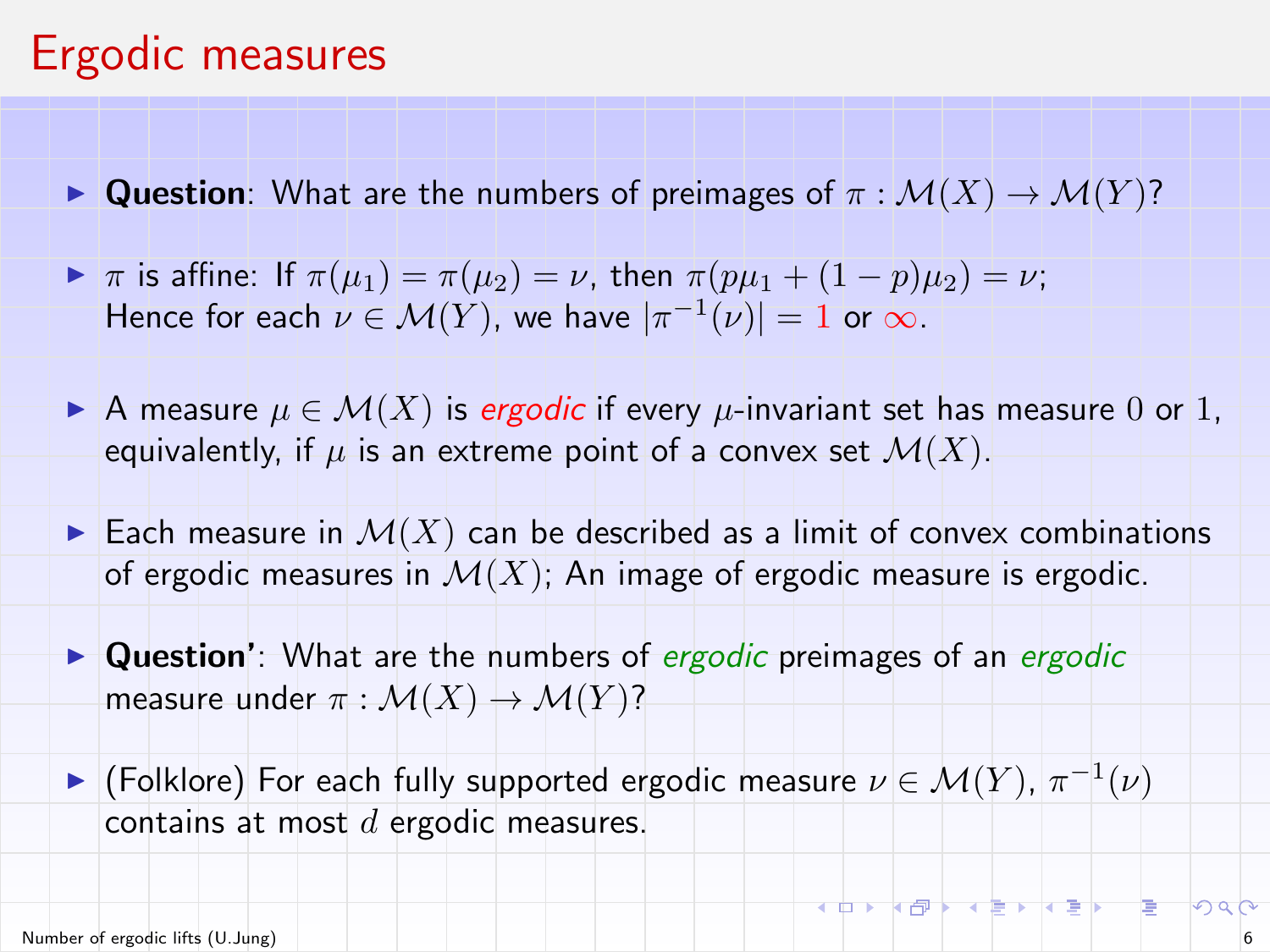# Ergodic measures

- **Question**: What are the numbers of preimages of $\pi : \mathcal{M}(X) \to \mathcal{M}(Y)$?
- $\pi$ is affine: If $\pi(\mu_1) = \pi(\mu_2) = \nu$, then $\pi(p\mu_1 + (1-p)\mu_2) = \nu$; Hence for each $\nu \in \mathcal{M}(Y)$, we have $|\pi^{-1}(\nu)| = 1$ or $\infty$.
- A measure $\mu \in \mathcal{M}(X)$ is *ergodic* if every $\mu$-invariant set has measure $0$ or $1$, equivalently, if $\mu$ is an extreme point of a convex set $\mathcal{M}(X)$.
- Each measure in $\mathcal{M}(X)$ can be described as a limit of convex combinations of ergodic measures in $\mathcal{M}(X)$; An image of ergodic measure is ergodic.
- **Question'**: What are the numbers of *ergodic* preimages of an *ergodic* measure under $\pi : \mathcal{M}(X) \to \mathcal{M}(Y)$?
- (Folklore) For each fully supported ergodic measure $\nu \in \mathcal{M}(Y)$, $\pi^{-1}(\nu)$ contains at most $d$ ergodic measures.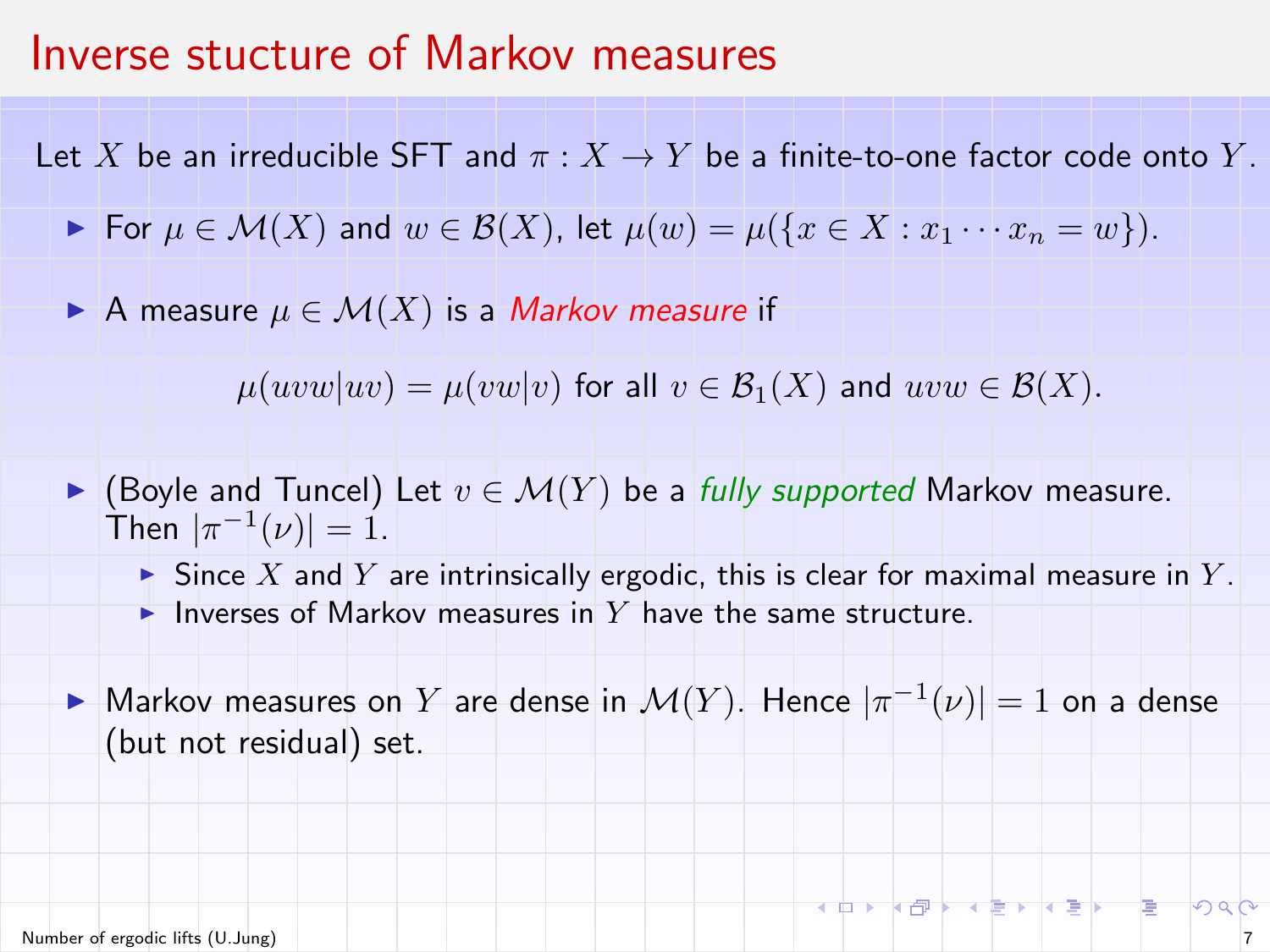# Inverse stucture of Markov measures

Let $X$ be an irreducible SFT and $\pi : X \to Y$ be a finite-to-one factor code onto $Y$.

- For $\mu \in \mathcal{M}(X)$ and $w \in \mathcal{B}(X)$, let $\mu(w) = \mu(\{x \in X : x_1 \cdots x_n = w\})$.
- A measure $\mu \in \mathcal{M}(X)$ is a *Markov measure* if

$$\mu(uvw|uv) = \mu(vw|v) \text{ for all } v \in \mathcal{B}_1(X) \text{ and } uvw \in \mathcal{B}(X).$$

- (Boyle and Tuncel) Let $v \in \mathcal{M}(Y)$ be a *fully supported* Markov measure. Then $|\pi^{-1}(\nu)| = 1$.
  - Since $X$ and $Y$ are intrinsically ergodic, this is clear for maximal measure in $Y$.
  - Inverses of Markov measures in $Y$ have the same structure.
- Markov measures on $Y$ are dense in $\mathcal{M}(Y)$. Hence $|\pi^{-1}(\nu)| = 1$ on a dense (but not residual) set.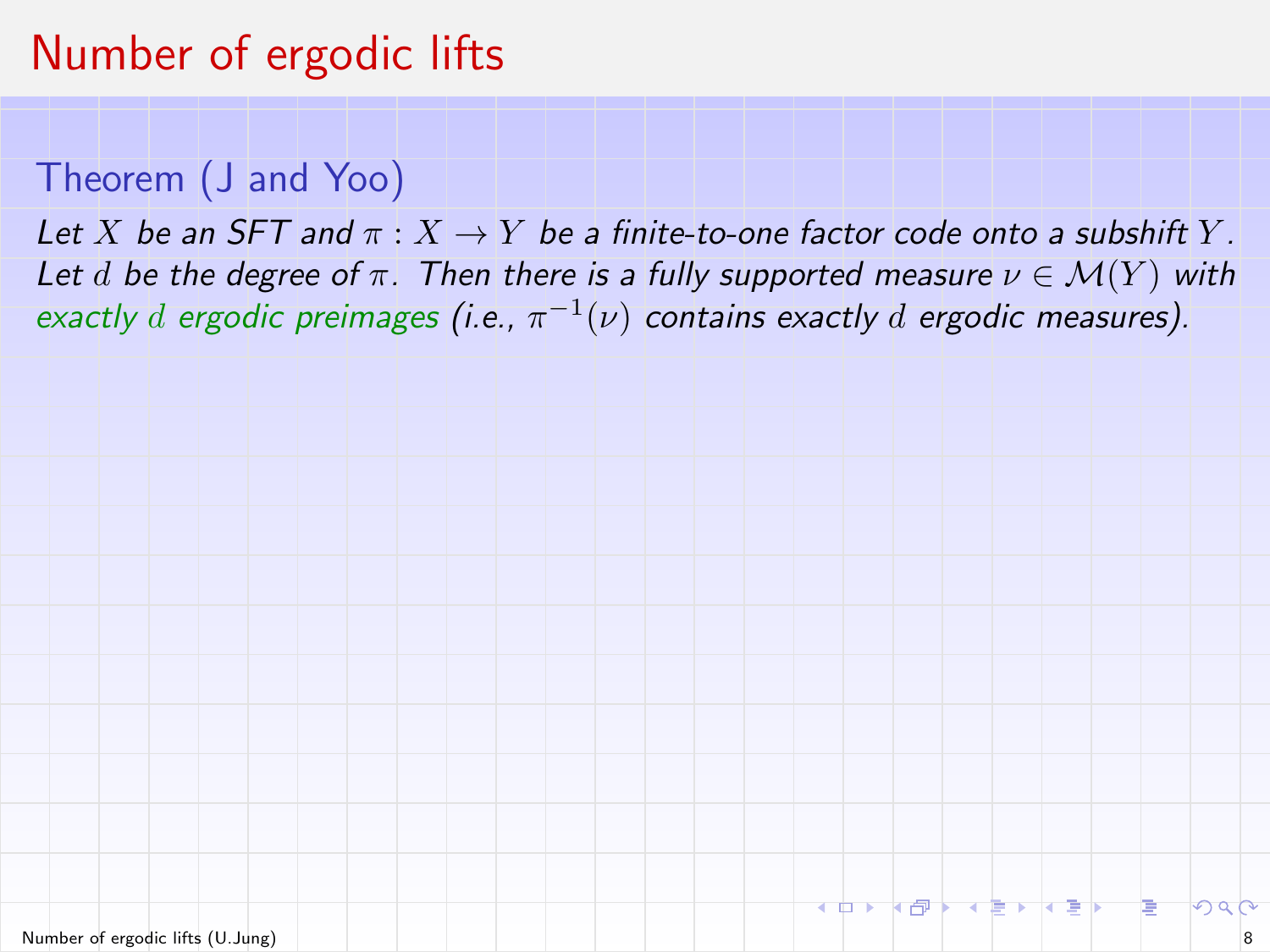# Number of ergodic lifts

## Theorem (J and Yoo)

*Let $X$ be an SFT and $\pi : X \to Y$ be a finite-to-one factor code onto a subshift $Y$. Let $d$ be the degree of $\pi$. Then there is a fully supported measure $\nu \in \mathcal{M}(Y)$ with exactly $d$ ergodic preimages (i.e., $\pi^{-1}(\nu)$ contains exactly $d$ ergodic measures).*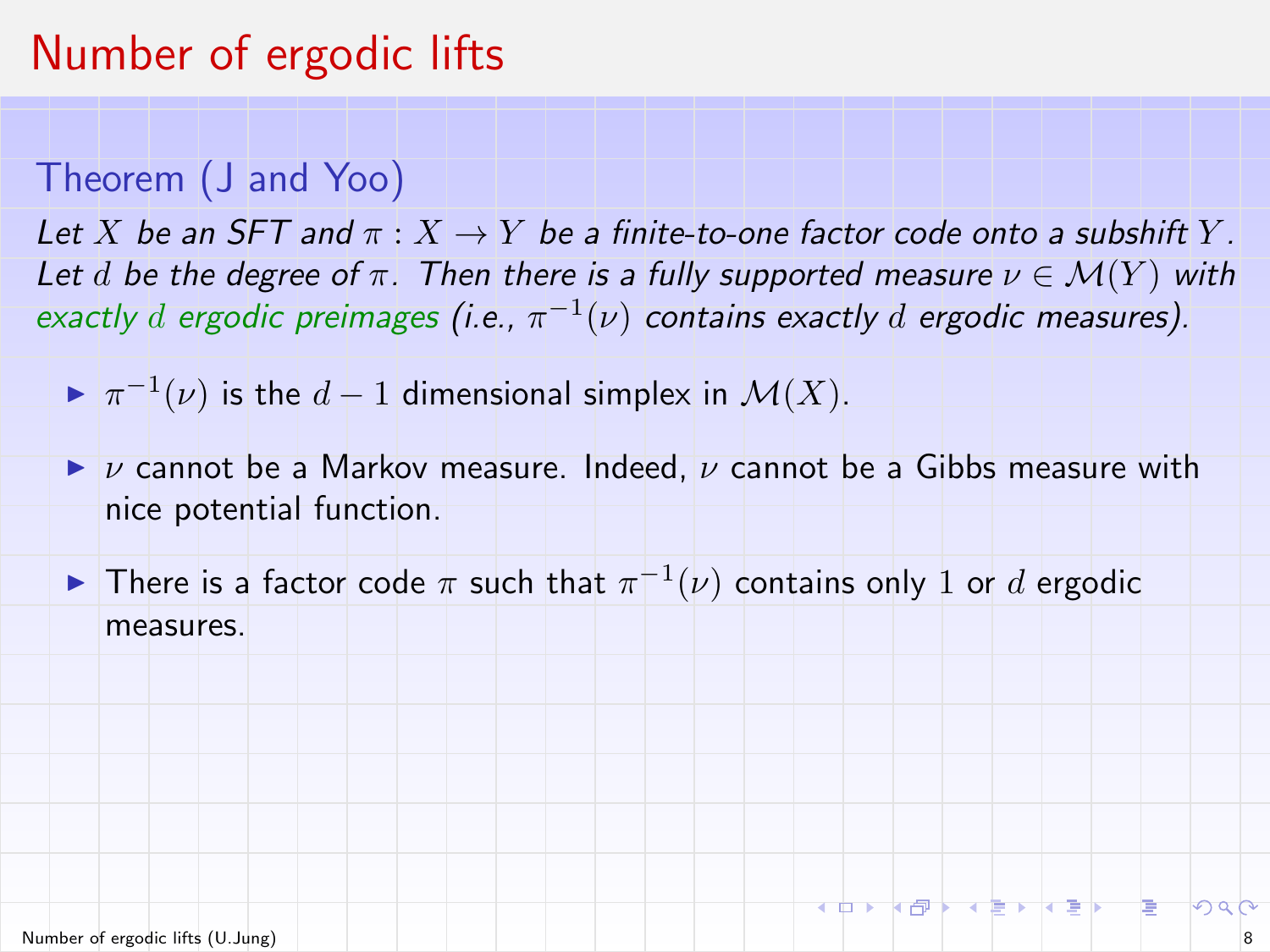# Number of ergodic lifts

### Theorem (J and Yoo)

*Let $X$ be an SFT and $\pi : X \to Y$ be a finite-to-one factor code onto a subshift $Y$. Let $d$ be the degree of $\pi$. Then there is a fully supported measure $\nu \in \mathcal{M}(Y)$ with exactly $d$ ergodic preimages (i.e., $\pi^{-1}(\nu)$ contains exactly $d$ ergodic measures).*

- $\pi^{-1}(\nu)$ is the $d-1$ dimensional simplex in $\mathcal{M}(X)$.
- $\nu$ cannot be a Markov measure. Indeed, $\nu$ cannot be a Gibbs measure with nice potential function.
- There is a factor code $\pi$ such that $\pi^{-1}(\nu)$ contains only $1$ or $d$ ergodic measures.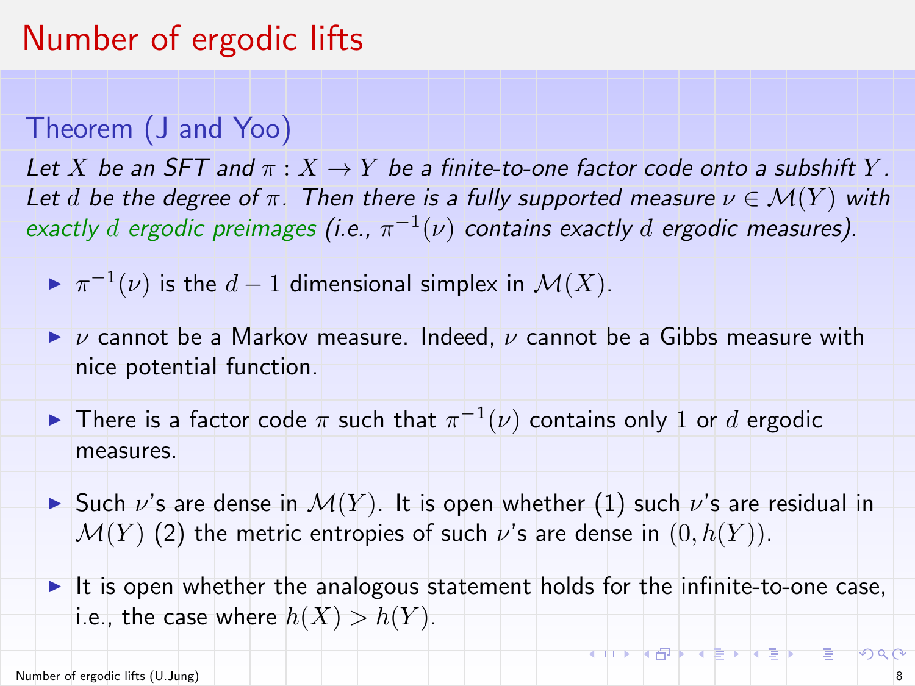# Number of ergodic lifts

**Theorem (J and Yoo)**

*Let $X$ be an SFT and $\pi : X \to Y$ be a finite-to-one factor code onto a subshift $Y$. Let $d$ be the degree of $\pi$. Then there is a fully supported measure $\nu \in \mathcal{M}(Y)$ with exactly $d$ ergodic preimages (i.e., $\pi^{-1}(\nu)$ contains exactly $d$ ergodic measures).*

- $\pi^{-1}(\nu)$ is the $d-1$ dimensional simplex in $\mathcal{M}(X)$.
- $\nu$ cannot be a Markov measure. Indeed, $\nu$ cannot be a Gibbs measure with nice potential function.
- There is a factor code $\pi$ such that $\pi^{-1}(\nu)$ contains only $1$ or $d$ ergodic measures.
- Such $\nu$'s are dense in $\mathcal{M}(Y)$. It is open whether (1) such $\nu$'s are residual in $\mathcal{M}(Y)$ (2) the metric entropies of such $\nu$'s are dense in $(0, h(Y))$.
- It is open whether the analogous statement holds for the infinite-to-one case, i.e., the case where $h(X) > h(Y)$.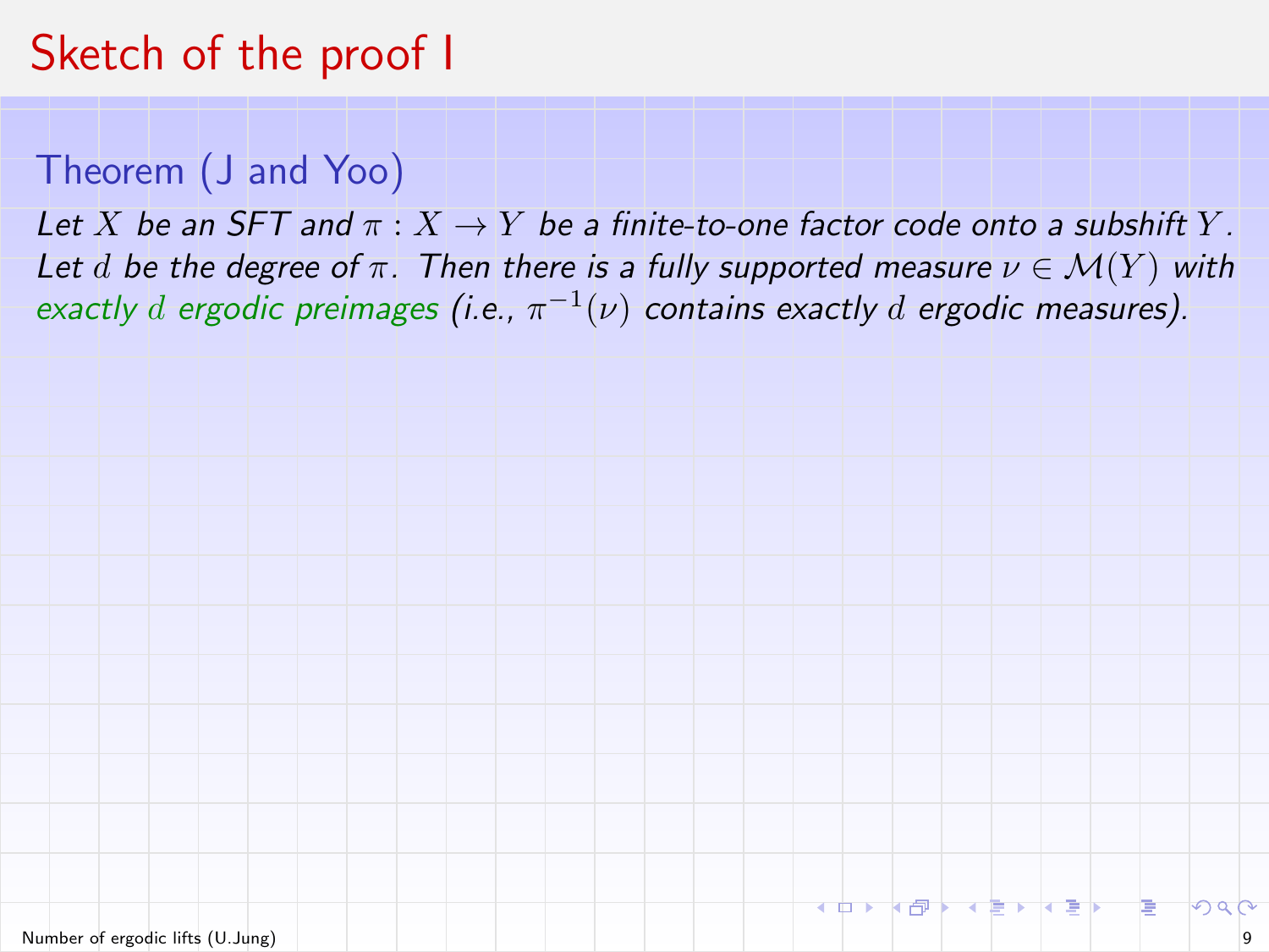# Sketch of the proof I

### Theorem (J and Yoo)

*Let $X$ be an SFT and $\pi : X \to Y$ be a finite-to-one factor code onto a subshift $Y$. Let $d$ be the degree of $\pi$. Then there is a fully supported measure $\nu \in \mathcal{M}(Y)$ with exactly $d$ ergodic preimages (i.e., $\pi^{-1}(\nu)$ contains exactly $d$ ergodic measures).*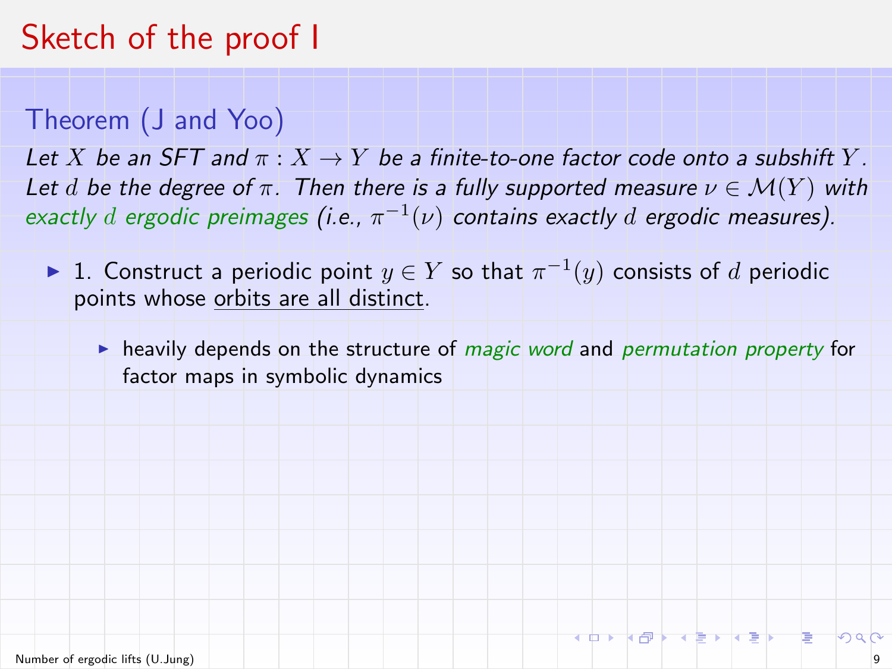# Sketch of the proof I

### Theorem (J and Yoo)

*Let $X$ be an SFT and $\pi : X \to Y$ be a finite-to-one factor code onto a subshift $Y$. Let $d$ be the degree of $\pi$. Then there is a fully supported measure $\nu \in \mathcal{M}(Y)$ with exactly $d$ ergodic preimages (i.e., $\pi^{-1}(\nu)$ contains exactly $d$ ergodic measures).*

- 1. Construct a periodic point $y \in Y$ so that $\pi^{-1}(y)$ consists of $d$ periodic points whose orbits are all distinct.
  - heavily depends on the structure of *magic word* and *permutation property* for factor maps in symbolic dynamics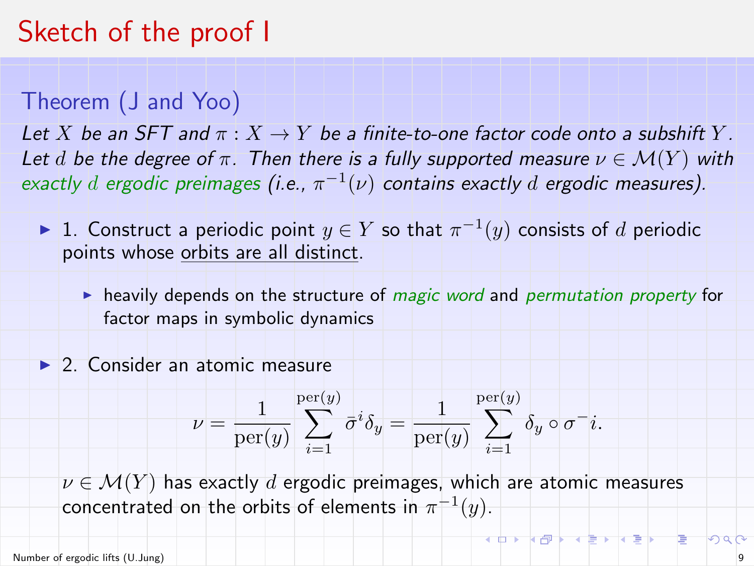# Sketch of the proof I

**Theorem (J and Yoo)**

*Let $X$ be an SFT and $\pi : X \to Y$ be a finite-to-one factor code onto a subshift $Y$. Let $d$ be the degree of $\pi$. Then there is a fully supported measure $\nu \in \mathcal{M}(Y)$ with exactly $d$ ergodic preimages (i.e., $\pi^{-1}(\nu)$ contains exactly $d$ ergodic measures).*

- 1. Construct a periodic point $y \in Y$ so that $\pi^{-1}(y)$ consists of $d$ periodic points whose orbits are all distinct.
  - heavily depends on the structure of *magic word* and *permutation property* for factor maps in symbolic dynamics
- 2. Consider an atomic measure

$$\nu = \frac{1}{\mathrm{per}(y)} \sum_{i=1}^{\mathrm{per}(y)} \bar{\sigma}^i \delta_y = \frac{1}{\mathrm{per}(y)} \sum_{i=1}^{\mathrm{per}(y)} \delta_y \circ \sigma^- i.$$

$\nu \in \mathcal{M}(Y)$ has exactly $d$ ergodic preimages, which are atomic measures concentrated on the orbits of elements in $\pi^{-1}(y)$.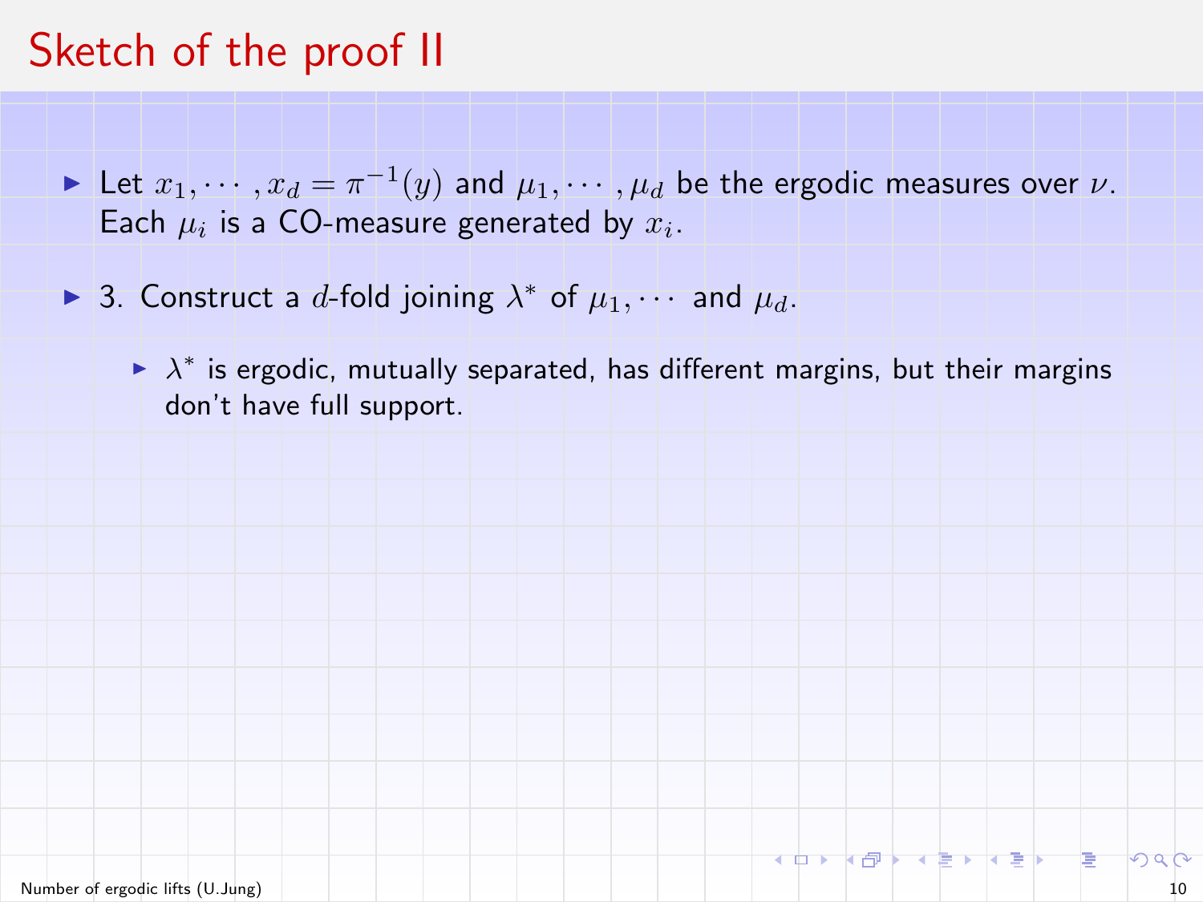# Sketch of the proof II

- Let $x_1, \cdots, x_d = \pi^{-1}(y)$ and $\mu_1, \cdots, \mu_d$ be the ergodic measures over $\nu$. Each $\mu_i$ is a CO-measure generated by $x_i$.
- 3. Construct a $d$-fold joining $\lambda^*$ of $\mu_1, \cdots$ and $\mu_d$.
  - $\lambda^*$ is ergodic, mutually separated, has different margins, but their margins don't have full support.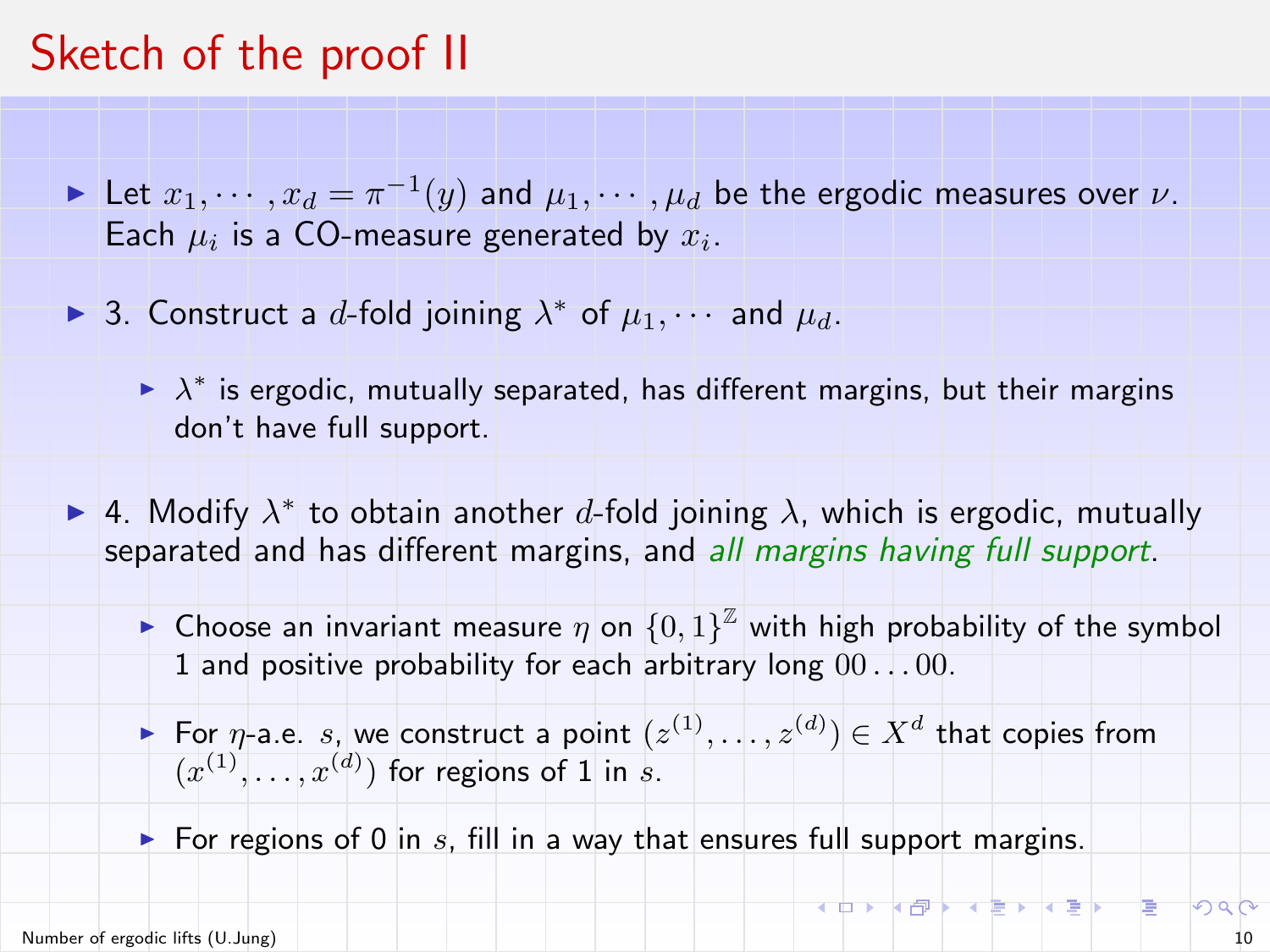# Sketch of the proof II

- Let $x_1, \cdots, x_d = \pi^{-1}(y)$ and $\mu_1, \cdots, \mu_d$ be the ergodic measures over $\nu$. Each $\mu_i$ is a CO-measure generated by $x_i$.
- 3. Construct a $d$-fold joining $\lambda^*$ of $\mu_1, \cdots$ and $\mu_d$.
  - $\lambda^*$ is ergodic, mutually separated, has different margins, but their margins don't have full support.
- 4. Modify $\lambda^*$ to obtain another $d$-fold joining $\lambda$, which is ergodic, mutually separated and has different margins, and *all margins having full support*.
  - Choose an invariant measure $\eta$ on $\{0,1\}^{\mathbb{Z}}$ with high probability of the symbol 1 and positive probability for each arbitrary long $00\ldots00$.
  - For $\eta$-a.e. $s$, we construct a point $(z^{(1)}, \ldots, z^{(d)}) \in X^d$ that copies from $(x^{(1)}, \ldots, x^{(d)})$ for regions of 1 in $s$.
  - For regions of 0 in $s$, fill in a way that ensures full support margins.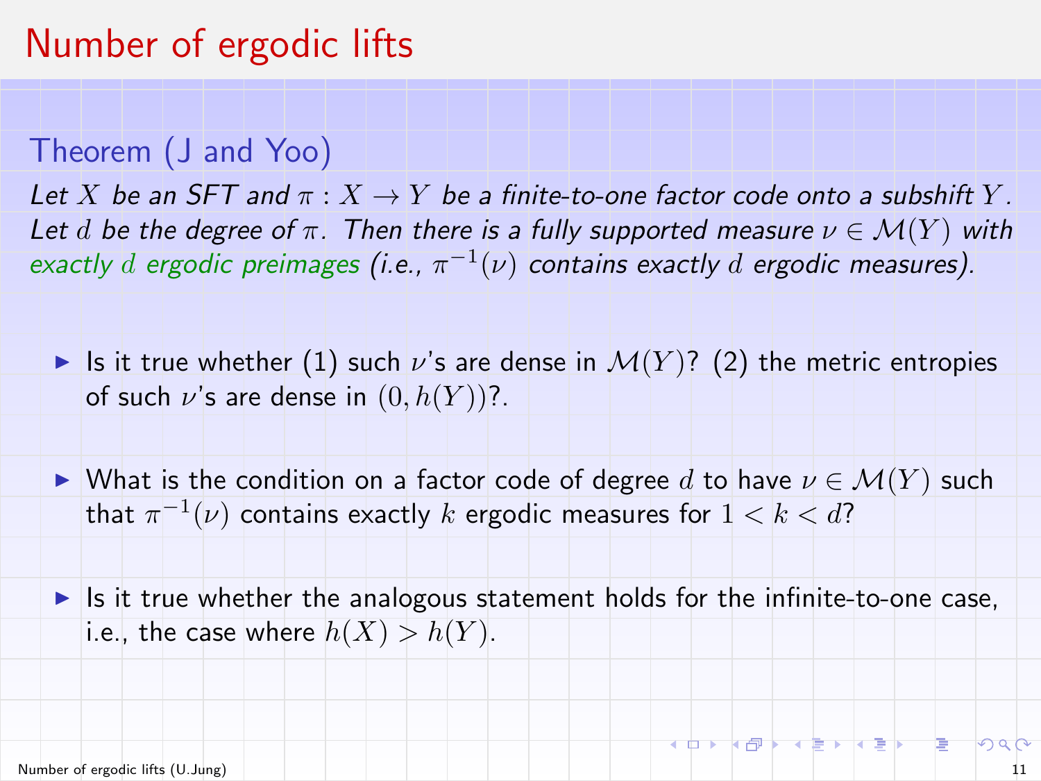# Number of ergodic lifts

## Theorem (J and Yoo)

*Let $X$ be an SFT and $\pi : X \to Y$ be a finite-to-one factor code onto a subshift $Y$. Let $d$ be the degree of $\pi$. Then there is a fully supported measure $\nu \in \mathcal{M}(Y)$ with exactly $d$ ergodic preimages (i.e., $\pi^{-1}(\nu)$ contains exactly $d$ ergodic measures).*

- Is it true whether (1) such $\nu$'s are dense in $\mathcal{M}(Y)$? (2) the metric entropies of such $\nu$'s are dense in $(0, h(Y))$?.
- What is the condition on a factor code of degree $d$ to have $\nu \in \mathcal{M}(Y)$ such that $\pi^{-1}(\nu)$ contains exactly $k$ ergodic measures for $1 < k < d$?
- Is it true whether the analogous statement holds for the infinite-to-one case, i.e., the case where $h(X) > h(Y)$.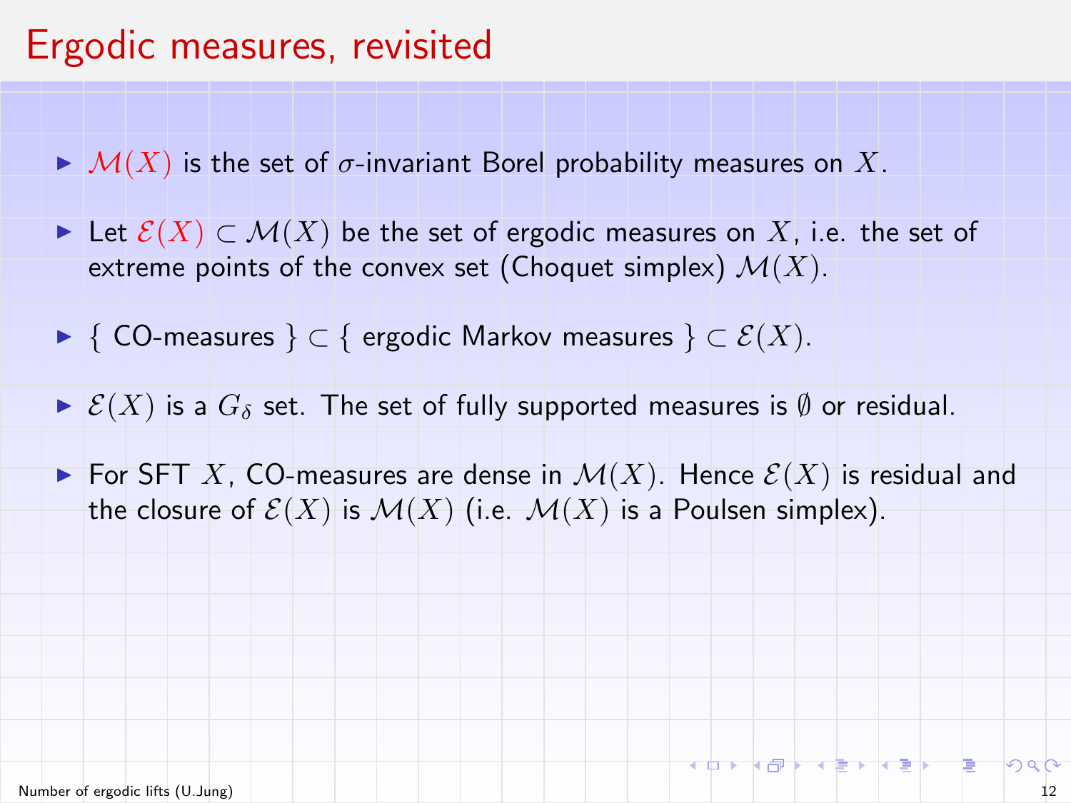# Ergodic measures, revisited

- $\mathcal{M}(X)$ is the set of $\sigma$-invariant Borel probability measures on $X$.
- Let $\mathcal{E}(X) \subset \mathcal{M}(X)$ be the set of ergodic measures on $X$, i.e. the set of extreme points of the convex set (Choquet simplex) $\mathcal{M}(X)$.
- { CO-measures } $\subset$ { ergodic Markov measures } $\subset \mathcal{E}(X)$.
- $\mathcal{E}(X)$ is a $G_\delta$ set. The set of fully supported measures is $\emptyset$ or residual.
- For SFT $X$, CO-measures are dense in $\mathcal{M}(X)$. Hence $\mathcal{E}(X)$ is residual and the closure of $\mathcal{E}(X)$ is $\mathcal{M}(X)$ (i.e. $\mathcal{M}(X)$ is a Poulsen simplex).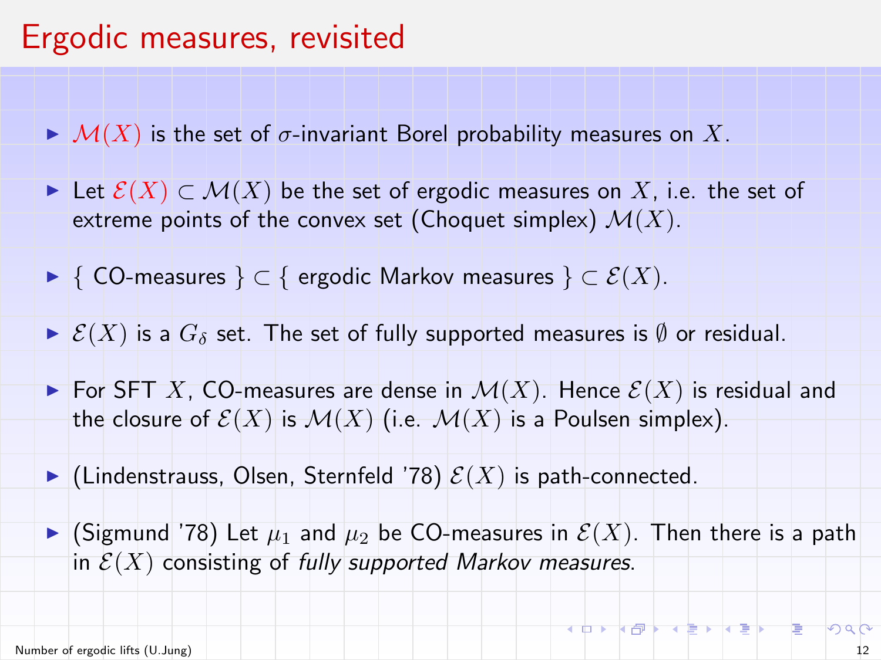# Ergodic measures, revisited

- $\mathcal{M}(X)$ is the set of $\sigma$-invariant Borel probability measures on $X$.
- Let $\mathcal{E}(X) \subset \mathcal{M}(X)$ be the set of ergodic measures on $X$, i.e. the set of extreme points of the convex set (Choquet simplex) $\mathcal{M}(X)$.
- $\{$ CO-measures $\} \subset \{$ ergodic Markov measures $\} \subset \mathcal{E}(X)$.
- $\mathcal{E}(X)$ is a $G_\delta$ set. The set of fully supported measures is $\emptyset$ or residual.
- For SFT $X$, CO-measures are dense in $\mathcal{M}(X)$. Hence $\mathcal{E}(X)$ is residual and the closure of $\mathcal{E}(X)$ is $\mathcal{M}(X)$ (i.e. $\mathcal{M}(X)$ is a Poulsen simplex).
- (Lindenstrauss, Olsen, Sternfeld '78) $\mathcal{E}(X)$ is path-connected.
- (Sigmund '78) Let $\mu_1$ and $\mu_2$ be CO-measures in $\mathcal{E}(X)$. Then there is a path in $\mathcal{E}(X)$ consisting of *fully supported Markov measures*.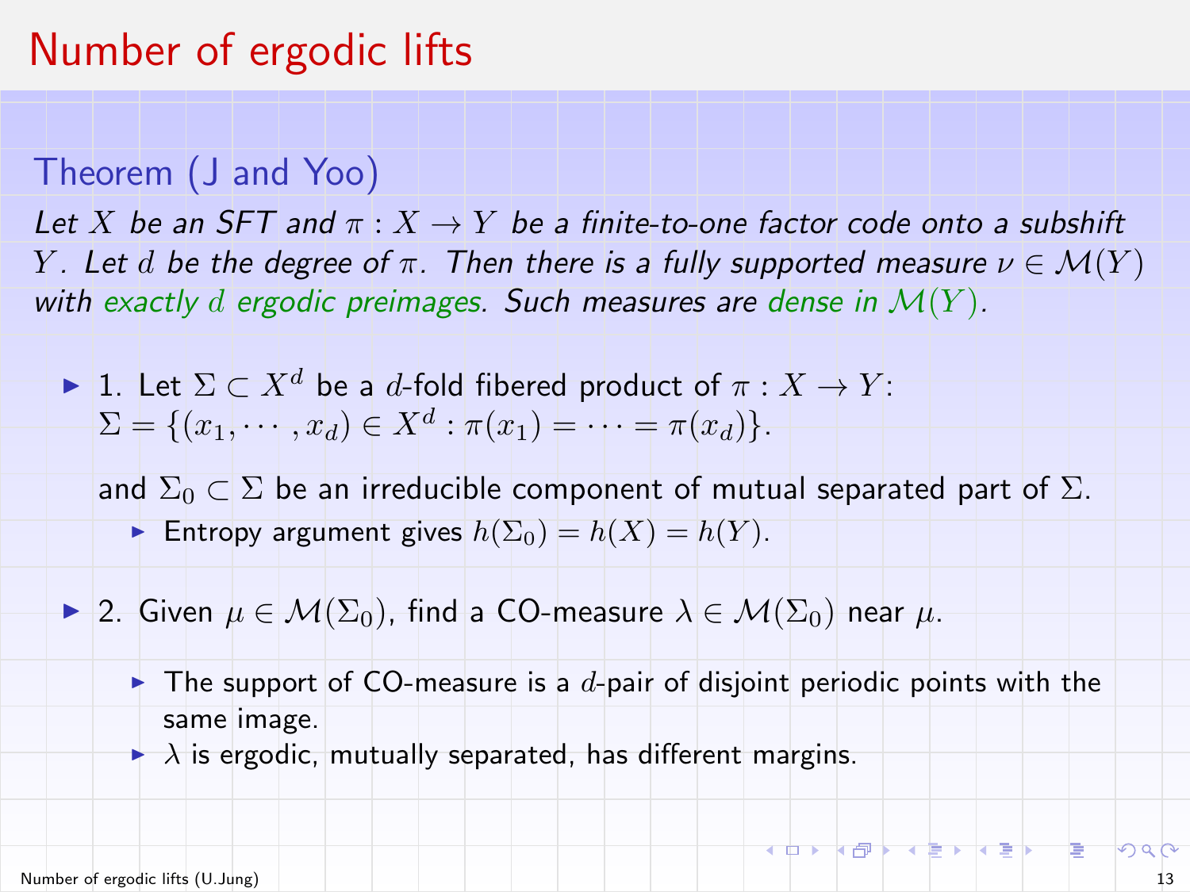# Number of ergodic lifts

### Theorem (J and Yoo)

*Let $X$ be an SFT and $\pi : X \to Y$ be a finite-to-one factor code onto a subshift $Y$. Let $d$ be the degree of $\pi$. Then there is a fully supported measure $\nu \in \mathcal{M}(Y)$ with exactly $d$ ergodic preimages. Such measures are dense in $\mathcal{M}(Y)$.*

- 1. Let $\Sigma \subset X^d$ be a $d$-fold fibered product of $\pi : X \to Y$: $\Sigma = \{(x_1, \cdots, x_d) \in X^d : \pi(x_1) = \cdots = \pi(x_d)\}$.

  and $\Sigma_0 \subset \Sigma$ be an irreducible component of mutual separated part of $\Sigma$.
  - Entropy argument gives $h(\Sigma_0) = h(X) = h(Y)$.
- 2. Given $\mu \in \mathcal{M}(\Sigma_0)$, find a CO-measure $\lambda \in \mathcal{M}(\Sigma_0)$ near $\mu$.
  - The support of CO-measure is a $d$-pair of disjoint periodic points with the same image.
  - $\lambda$ is ergodic, mutually separated, has different margins.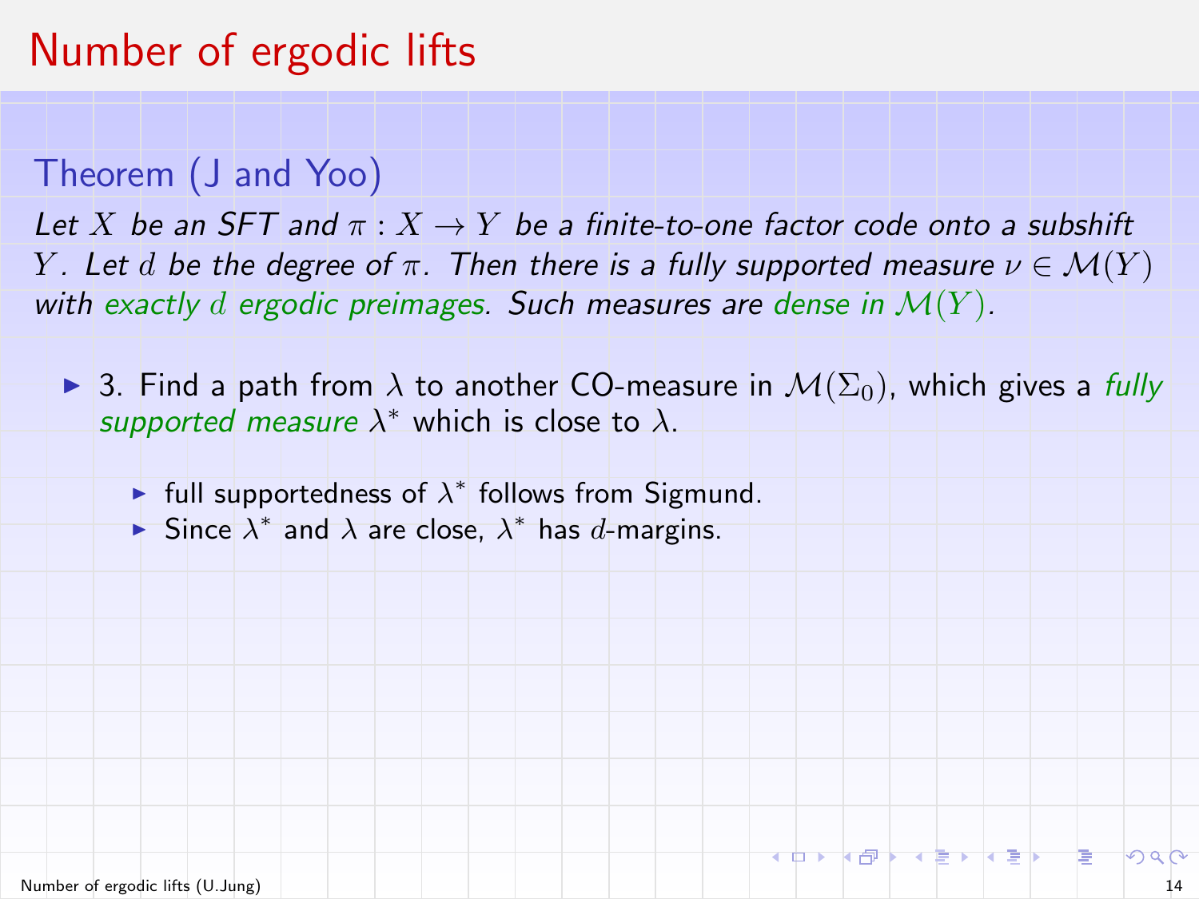# Number of ergodic lifts

### Theorem (J and Yoo)

*Let $X$ be an SFT and $\pi : X \to Y$ be a finite-to-one factor code onto a subshift $Y$. Let $d$ be the degree of $\pi$. Then there is a fully supported measure $\nu \in \mathcal{M}(Y)$ with exactly $d$ ergodic preimages. Such measures are dense in $\mathcal{M}(Y)$.*

- 3. Find a path from $\lambda$ to another CO-measure in $\mathcal{M}(\Sigma_0)$, which gives a *fully supported measure* $\lambda^*$ which is close to $\lambda$.
  - full supportedness of $\lambda^*$ follows from Sigmund.
  - Since $\lambda^*$ and $\lambda$ are close, $\lambda^*$ has $d$-margins.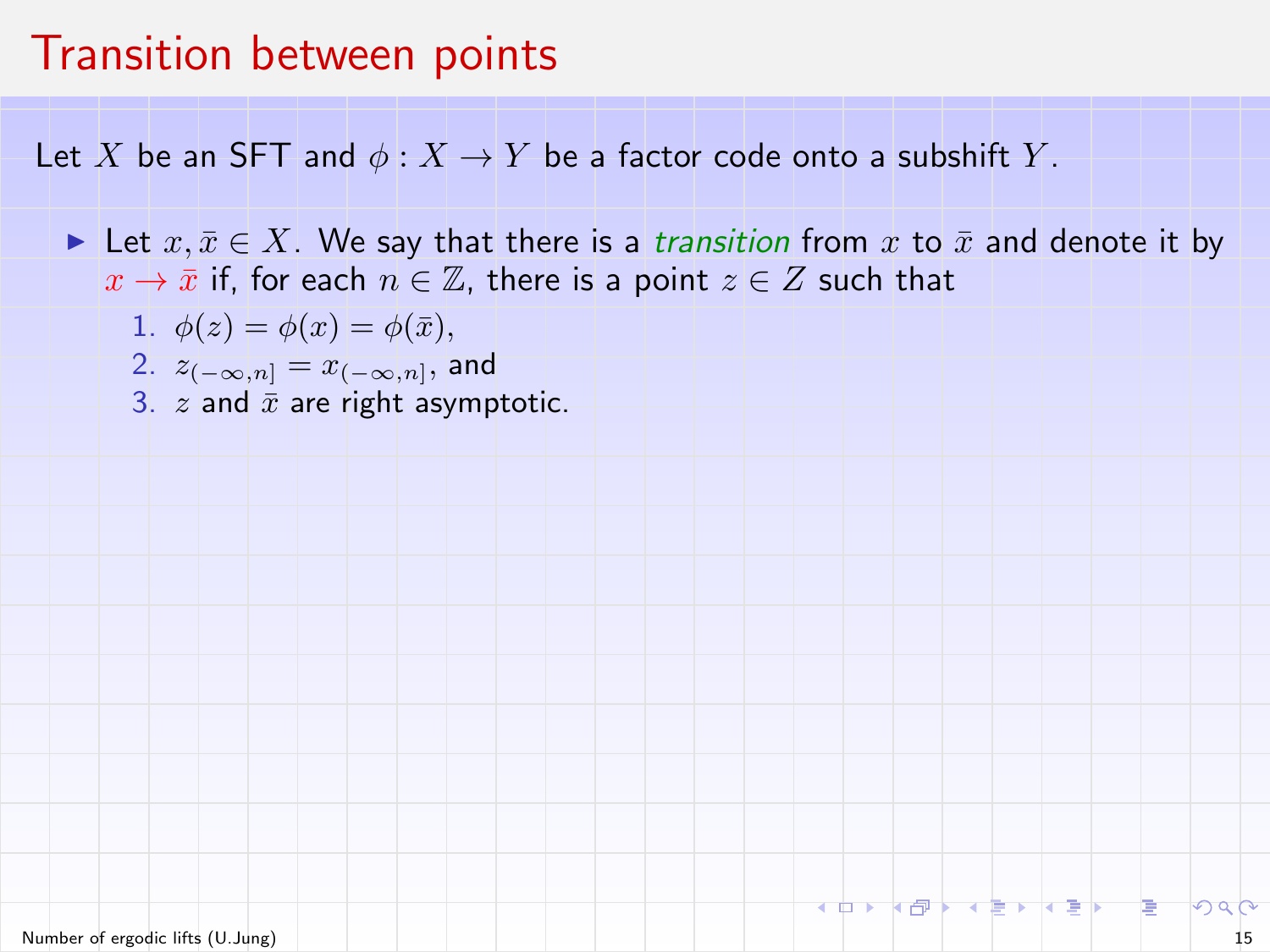# Transition between points

Let $X$ be an SFT and $\phi : X \to Y$ be a factor code onto a subshift $Y$.

- Let $x, \bar{x} \in X$. We say that there is a *transition* from $x$ to $\bar{x}$ and denote it by $x \to \bar{x}$ if, for each $n \in \mathbb{Z}$, there is a point $z \in Z$ such that
  1. $\phi(z) = \phi(x) = \phi(\bar{x})$,
  2. $z_{(-\infty,n]} = x_{(-\infty,n]}$, and
  3. $z$ and $\bar{x}$ are right asymptotic.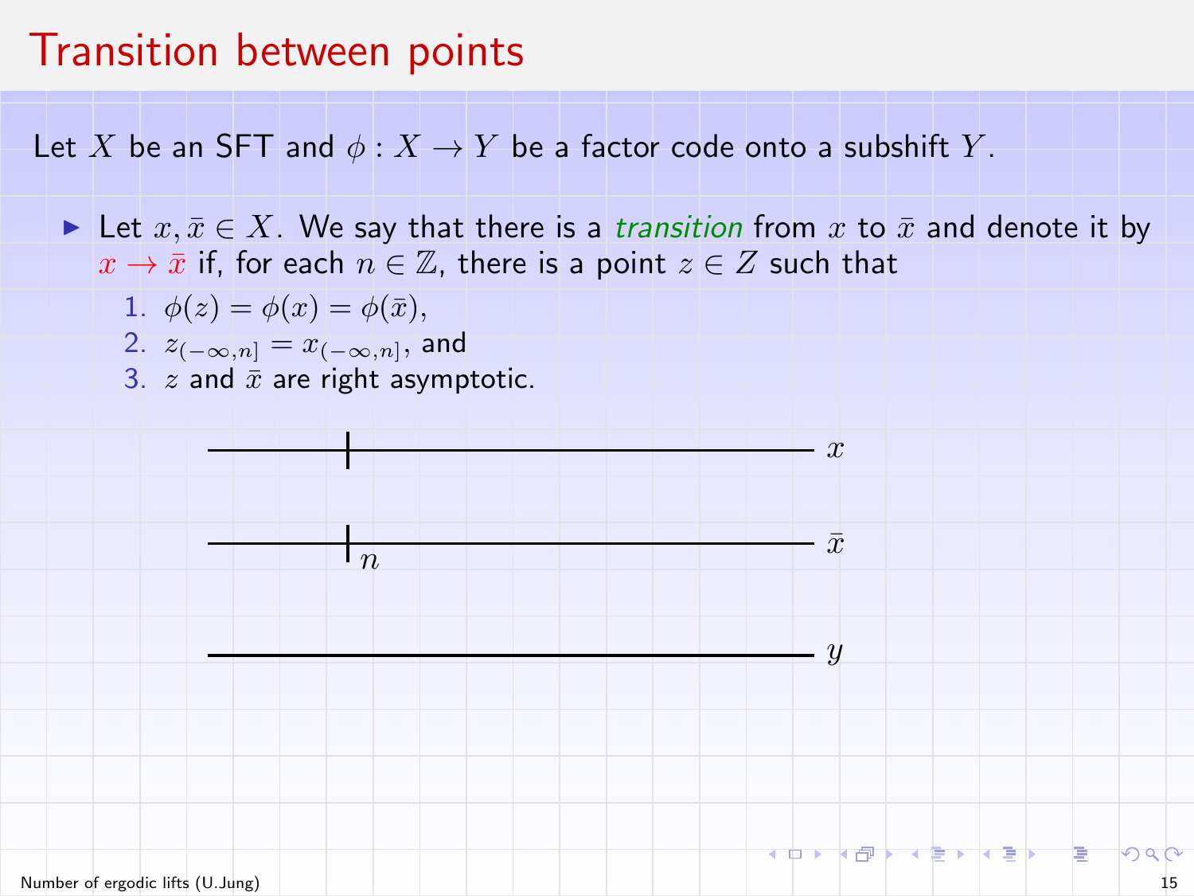# Transition between points

Let $X$ be an SFT and $\phi : X \to Y$ be a factor code onto a subshift $Y$.

- Let $x, \bar{x} \in X$. We say that there is a *transition* from $x$ to $\bar{x}$ and denote it by $x \to \bar{x}$ if, for each $n \in \mathbb{Z}$, there is a point $z \in Z$ such that
  1. $\phi(z) = \phi(x) = \phi(\bar{x})$,
  2. $z_{(-\infty,n]} = x_{(-\infty,n]}$, and
  3. $z$ and $\bar{x}$ are right asymptotic.

$x$

$\bar{x}$

$n$

$y$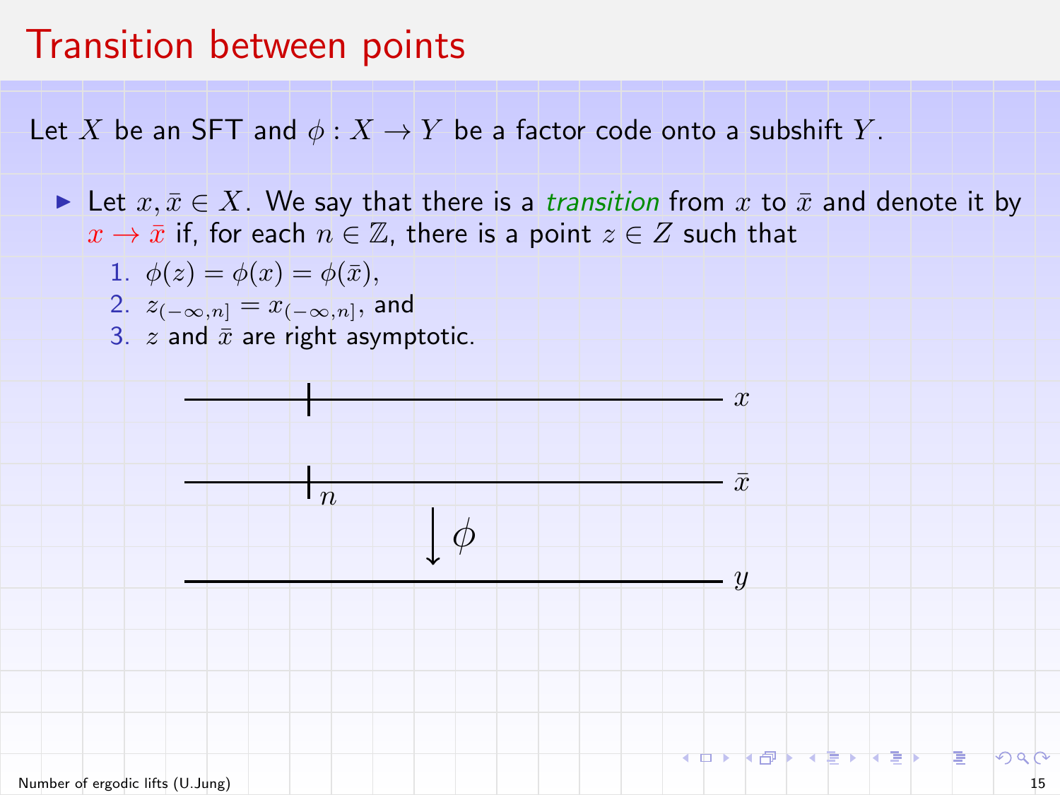# Transition between points

Let $X$ be an SFT and $\phi : X \to Y$ be a factor code onto a subshift $Y$.

- Let $x, \bar{x} \in X$. We say that there is a *transition* from $x$ to $\bar{x}$ and denote it by $x \to \bar{x}$ if, for each $n \in \mathbb{Z}$, there is a point $z \in Z$ such that
  1. $\phi(z) = \phi(x) = \phi(\bar{x})$,
  2. $z_{(-\infty,n]} = x_{(-\infty,n]}$, and
  3. $z$ and $\bar{x}$ are right asymptotic.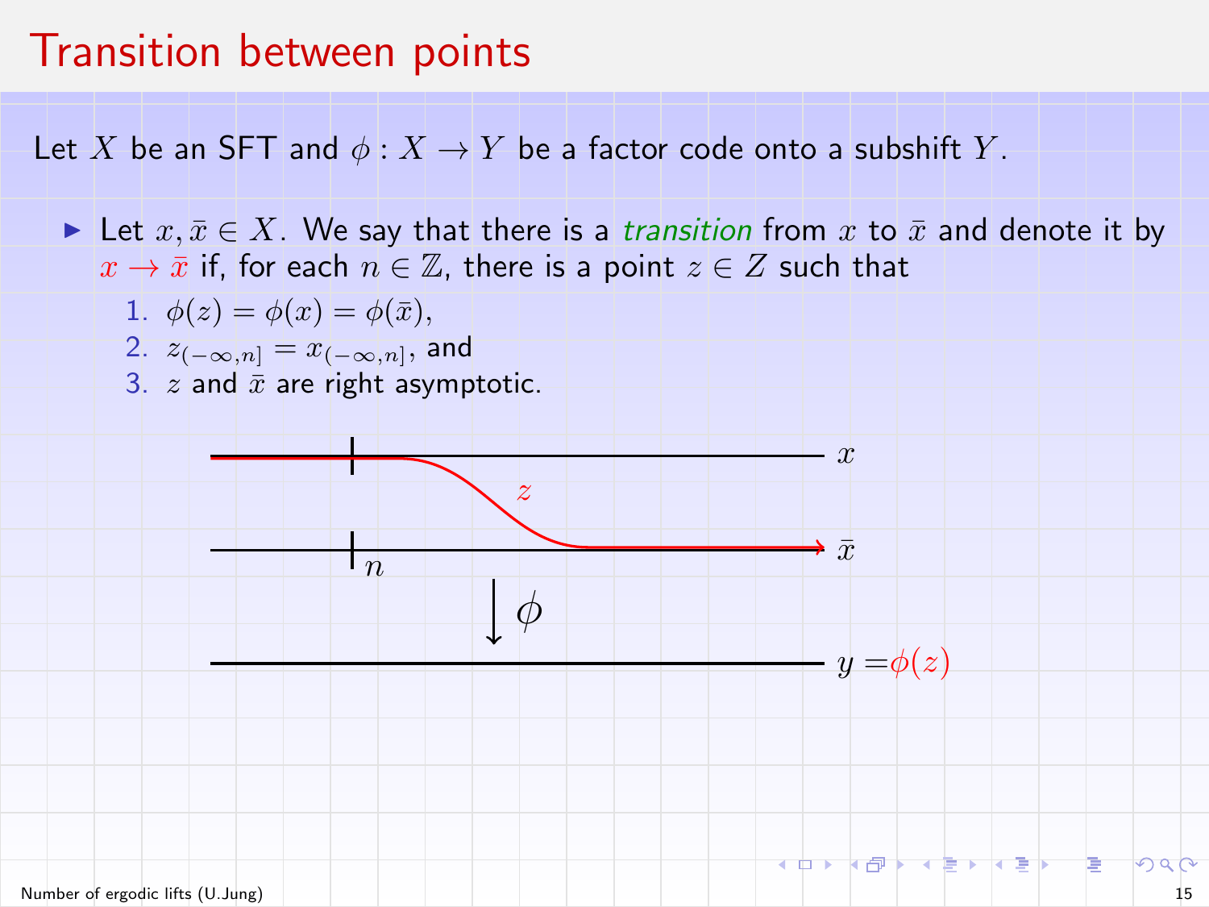# Transition between points

Let $X$ be an SFT and $\phi : X \to Y$ be a factor code onto a subshift $Y$.

- Let $x, \bar{x} \in X$. We say that there is a *transition* from $x$ to $\bar{x}$ and denote it by $x \to \bar{x}$ if, for each $n \in \mathbb{Z}$, there is a point $z \in Z$ such that
  1. $\phi(z) = \phi(x) = \phi(\bar{x})$,
  2. $z_{(-\infty,n]} = x_{(-\infty,n]}$, and
  3. $z$ and $\bar{x}$ are right asymptotic.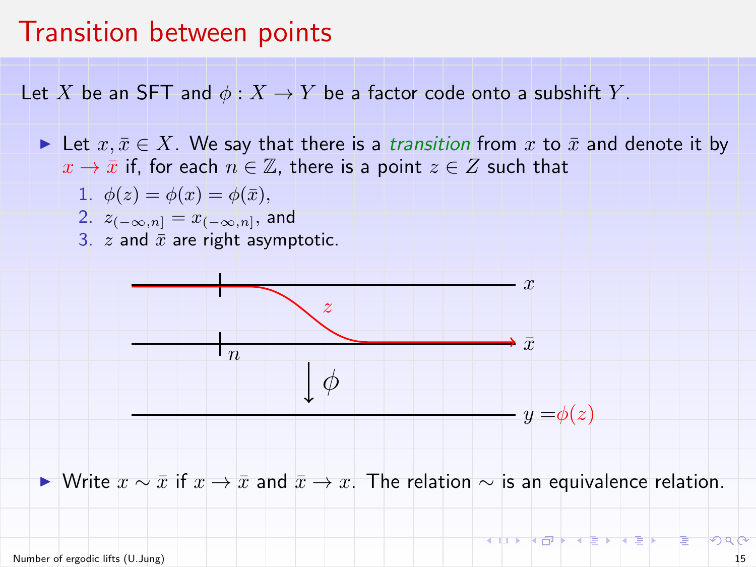# Transition between points

Let $X$ be an SFT and $\phi : X \to Y$ be a factor code onto a subshift $Y$.

- Let $x, \bar{x} \in X$. We say that there is a *transition* from $x$ to $\bar{x}$ and denote it by $x \to \bar{x}$ if, for each $n \in \mathbb{Z}$, there is a point $z \in Z$ such that
  1. $\phi(z) = \phi(x) = \phi(\bar{x})$,
  2. $z_{(-\infty,n]} = x_{(-\infty,n]}$, and
  3. $z$ and $\bar{x}$ are right asymptotic.

- Write $x \sim \bar{x}$ if $x \to \bar{x}$ and $\bar{x} \to x$. The relation $\sim$ is an equivalence relation.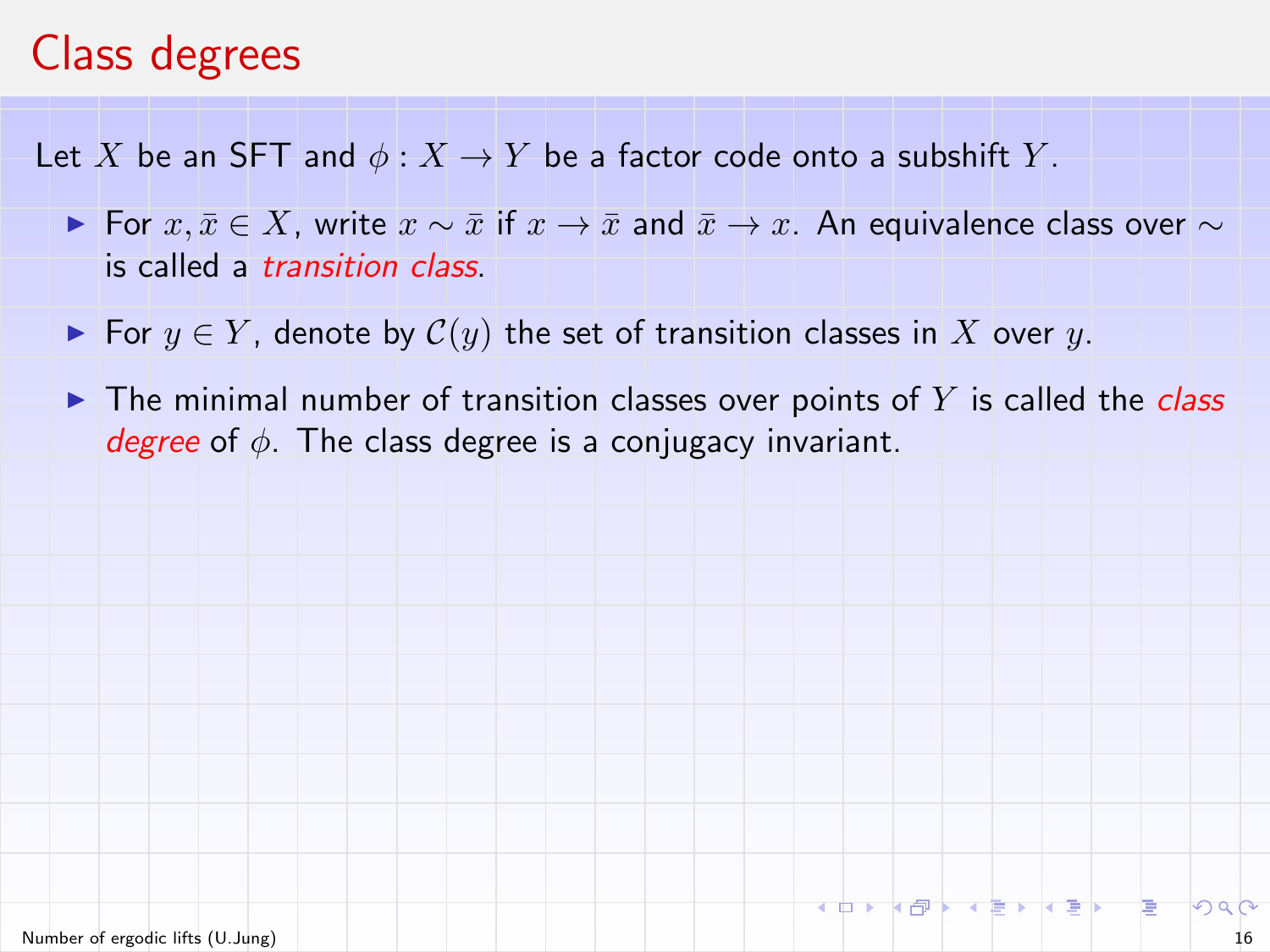# Class degrees

Let $X$ be an SFT and $\phi : X \to Y$ be a factor code onto a subshift $Y$.

- For $x, \bar{x} \in X$, write $x \sim \bar{x}$ if $x \to \bar{x}$ and $\bar{x} \to x$. An equivalence class over $\sim$ is called a *transition class*.
- For $y \in Y$, denote by $\mathcal{C}(y)$ the set of transition classes in $X$ over $y$.
- The minimal number of transition classes over points of $Y$ is called the *class degree* of $\phi$. The class degree is a conjugacy invariant.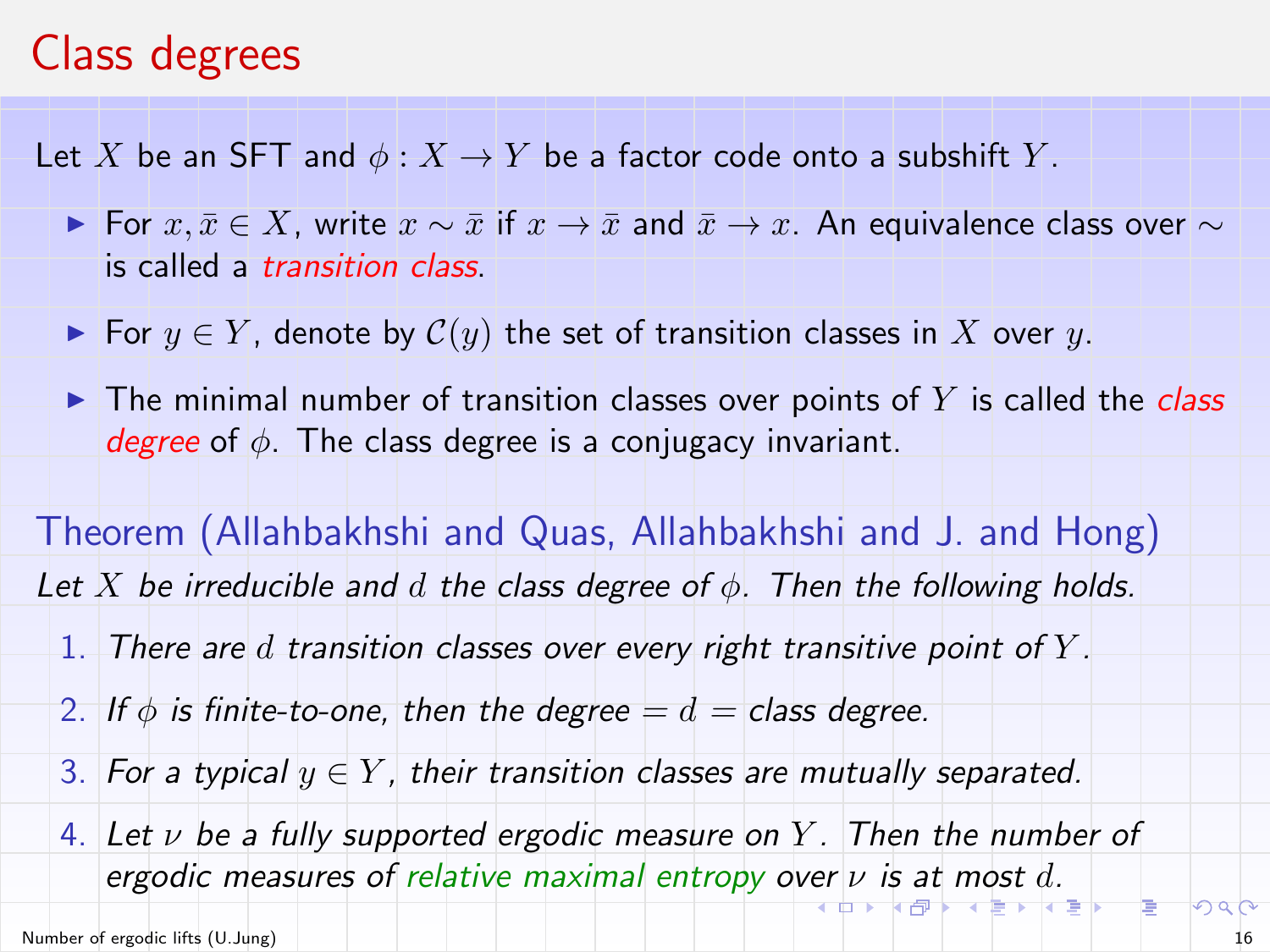# Class degrees

Let $X$ be an SFT and $\phi : X \to Y$ be a factor code onto a subshift $Y$.

- For $x, \bar{x} \in X$, write $x \sim \bar{x}$ if $x \to \bar{x}$ and $\bar{x} \to x$. An equivalence class over $\sim$ is called a *transition class*.
- For $y \in Y$, denote by $\mathcal{C}(y)$ the set of transition classes in $X$ over $y$.
- The minimal number of transition classes over points of $Y$ is called the *class degree* of $\phi$. The class degree is a conjugacy invariant.

**Theorem (Allahbakhshi and Quas, Allahbakhshi and J. and Hong)**

*Let $X$ be irreducible and $d$ the class degree of $\phi$. Then the following holds.*

1. *There are $d$ transition classes over every right transitive point of $Y$.*
2. *If $\phi$ is finite-to-one, then the degree $= d =$ class degree.*
3. *For a typical $y \in Y$, their transition classes are mutually separated.*
4. *Let $\nu$ be a fully supported ergodic measure on $Y$. Then the number of ergodic measures of relative maximal entropy over $\nu$ is at most $d$.*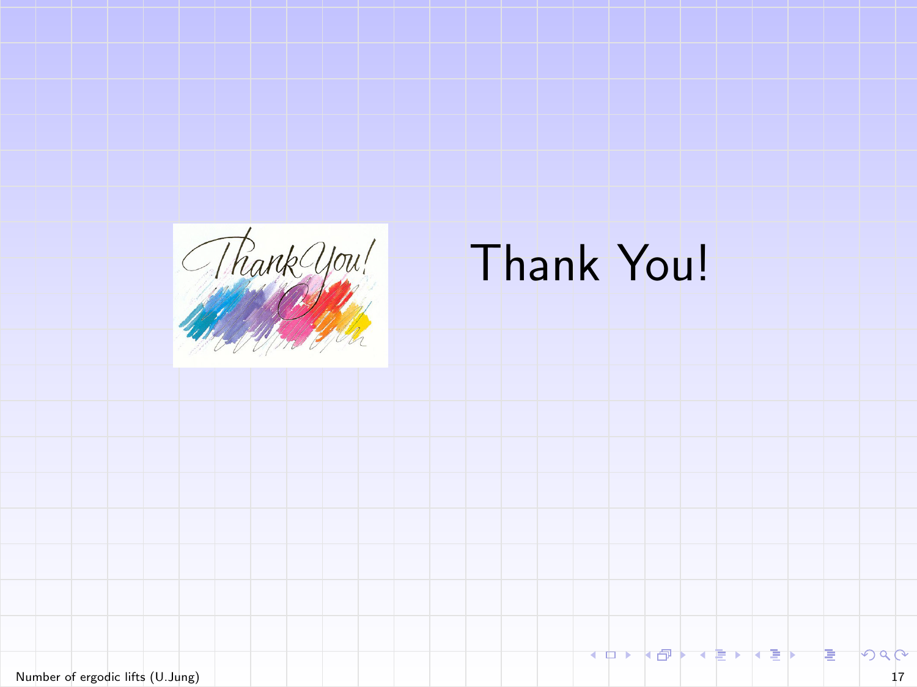Thank You!